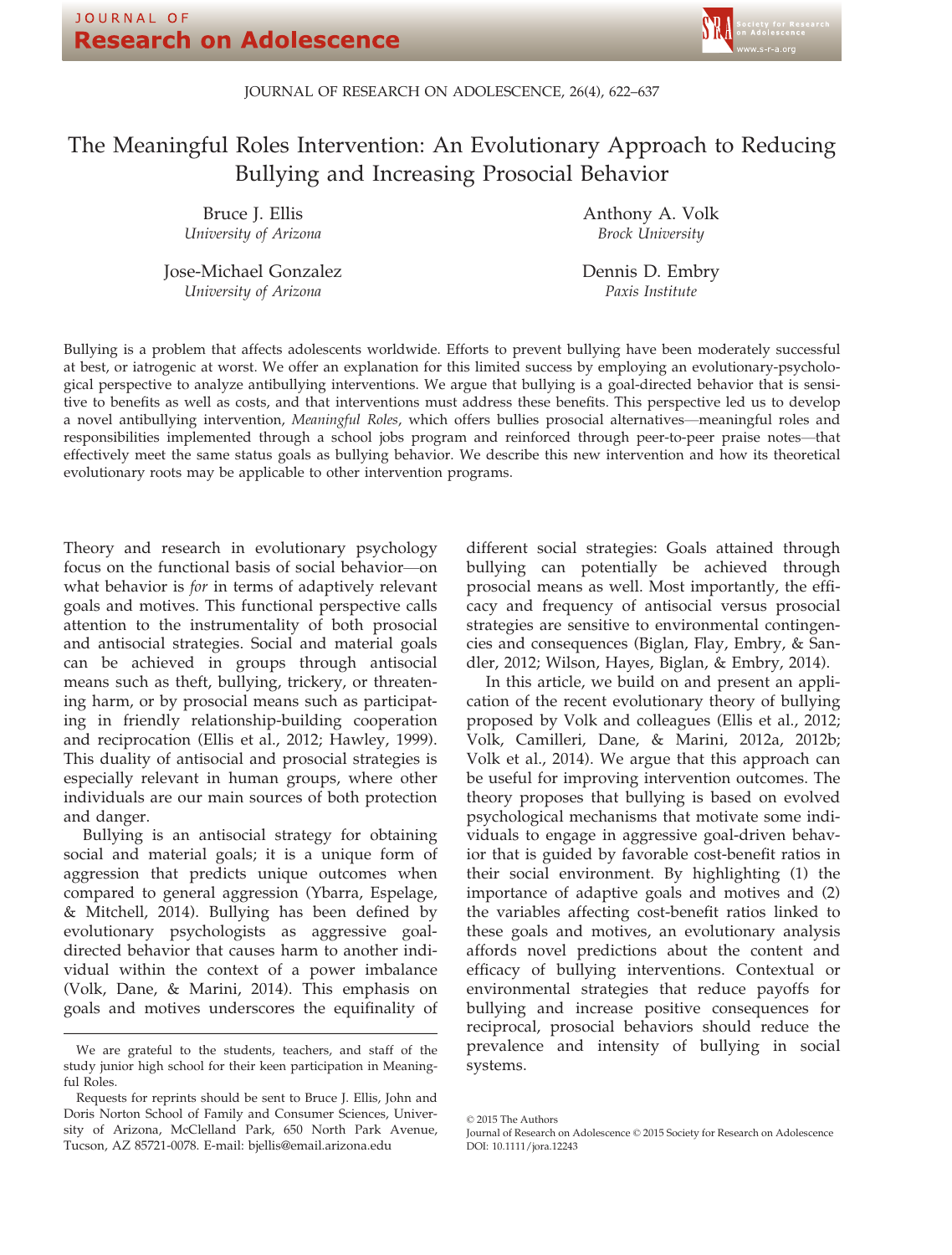# The Meaningful Roles Intervention: An Evolutionary Approach to Reducing Bullying and Increasing Prosocial Behavior

Bruce J. Ellis
*University of Arizona*

Anthony A. Volk
*Brock University*

Jose-Michael Gonzalez
*University of Arizona*

Dennis D. Embry
*Paxis Institute*

Bullying is a problem that affects adolescents worldwide. Efforts to prevent bullying have been moderately successful at best, or iatrogenic at worst. We offer an explanation for this limited success by employing an evolutionary-psychological perspective to analyze antibullying interventions. We argue that bullying is a goal-directed behavior that is sensitive to benefits as well as costs, and that interventions must address these benefits. This perspective led us to develop a novel antibullying intervention, *Meaningful Roles*, which offers bullies prosocial alternatives—meaningful roles and responsibilities implemented through a school jobs program and reinforced through peer-to-peer praise notes—that effectively meet the same status goals as bullying behavior. We describe this new intervention and how its theoretical evolutionary roots may be applicable to other intervention programs.

Theory and research in evolutionary psychology focus on the functional basis of social behavior—on what behavior is *for* in terms of adaptively relevant goals and motives. This functional perspective calls attention to the instrumentality of both prosocial and antisocial strategies. Social and material goals can be achieved in groups through antisocial means such as theft, bullying, trickery, or threatening harm, or by prosocial means such as participating in friendly relationship-building cooperation and reciprocation (Ellis et al., 2012; Hawley, 1999). This duality of antisocial and prosocial strategies is especially relevant in human groups, where other individuals are our main sources of both protection and danger.

Bullying is an antisocial strategy for obtaining social and material goals; it is a unique form of aggression that predicts unique outcomes when compared to general aggression (Ybarra, Espelage, & Mitchell, 2014). Bullying has been defined by evolutionary psychologists as aggressive goal-directed behavior that causes harm to another individual within the context of a power imbalance (Volk, Dane, & Marini, 2014). This emphasis on goals and motives underscores the equifinality of different social strategies: Goals attained through bullying can potentially be achieved through prosocial means as well. Most importantly, the efficacy and frequency of antisocial versus prosocial strategies are sensitive to environmental contingencies and consequences (Biglan, Flay, Embry, & Sandler, 2012; Wilson, Hayes, Biglan, & Embry, 2014).

In this article, we build on and present an application of the recent evolutionary theory of bullying proposed by Volk and colleagues (Ellis et al., 2012; Volk, Camilleri, Dane, & Marini, 2012a, 2012b; Volk et al., 2014). We argue that this approach can be useful for improving intervention outcomes. The theory proposes that bullying is based on evolved psychological mechanisms that motivate some individuals to engage in aggressive goal-driven behavior that is guided by favorable cost-benefit ratios in their social environment. By highlighting (1) the importance of adaptive goals and motives and (2) the variables affecting cost-benefit ratios linked to these goals and motives, an evolutionary analysis affords novel predictions about the content and efficacy of bullying interventions. Contextual or environmental strategies that reduce payoffs for bullying and increase positive consequences for reciprocal, prosocial behaviors should reduce the prevalence and intensity of bullying in social systems.

We are grateful to the students, teachers, and staff of the study junior high school for their keen participation in Meaningful Roles.

Requests for reprints should be sent to Bruce J. Ellis, John and Doris Norton School of Family and Consumer Sciences, University of Arizona, McClelland Park, 650 North Park Avenue, Tucson, AZ 85721-0078. E-mail: bjellis@email.arizona.edu

© 2015 The Authors
Journal of Research on Adolescence © 2015 Society for Research on Adolescence
DOI: 10.1111/jora.12243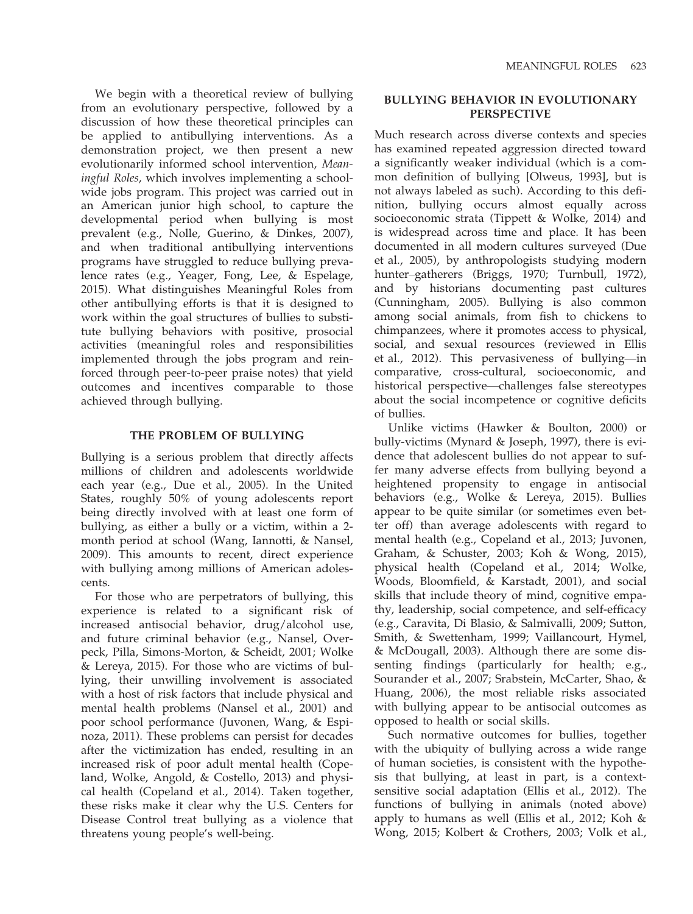We begin with a theoretical review of bullying from an evolutionary perspective, followed by a discussion of how these theoretical principles can be applied to antibullying interventions. As a demonstration project, we then present a new evolutionarily informed school intervention, *Meaningful Roles*, which involves implementing a schoolwide jobs program. This project was carried out in an American junior high school, to capture the developmental period when bullying is most prevalent (e.g., Nolle, Guerino, & Dinkes, 2007), and when traditional antibullying interventions programs have struggled to reduce bullying prevalence rates (e.g., Yeager, Fong, Lee, & Espelage, 2015). What distinguishes Meaningful Roles from other antibullying efforts is that it is designed to work within the goal structures of bullies to substitute bullying behaviors with positive, prosocial activities (meaningful roles and responsibilities implemented through the jobs program and reinforced through peer-to-peer praise notes) that yield outcomes and incentives comparable to those achieved through bullying.

## THE PROBLEM OF BULLYING

Bullying is a serious problem that directly affects millions of children and adolescents worldwide each year (e.g., Due et al., 2005). In the United States, roughly 50% of young adolescents report being directly involved with at least one form of bullying, as either a bully or a victim, within a 2-month period at school (Wang, Iannotti, & Nansel, 2009). This amounts to recent, direct experience with bullying among millions of American adolescents.

For those who are perpetrators of bullying, this experience is related to a significant risk of increased antisocial behavior, drug/alcohol use, and future criminal behavior (e.g., Nansel, Overpeck, Pilla, Simons-Morton, & Scheidt, 2001; Wolke & Lereya, 2015). For those who are victims of bullying, their unwilling involvement is associated with a host of risk factors that include physical and mental health problems (Nansel et al., 2001) and poor school performance (Juvonen, Wang, & Espinoza, 2011). These problems can persist for decades after the victimization has ended, resulting in an increased risk of poor adult mental health (Copeland, Wolke, Angold, & Costello, 2013) and physical health (Copeland et al., 2014). Taken together, these risks make it clear why the U.S. Centers for Disease Control treat bullying as a violence that threatens young people's well-being.

## BULLYING BEHAVIOR IN EVOLUTIONARY PERSPECTIVE

Much research across diverse contexts and species has examined repeated aggression directed toward a significantly weaker individual (which is a common definition of bullying [Olweus, 1993], but is not always labeled as such). According to this definition, bullying occurs almost equally across socioeconomic strata (Tippett & Wolke, 2014) and is widespread across time and place. It has been documented in all modern cultures surveyed (Due et al., 2005), by anthropologists studying modern hunter–gatherers (Briggs, 1970; Turnbull, 1972), and by historians documenting past cultures (Cunningham, 2005). Bullying is also common among social animals, from fish to chickens to chimpanzees, where it promotes access to physical, social, and sexual resources (reviewed in Ellis et al., 2012). This pervasiveness of bullying—in comparative, cross-cultural, socioeconomic, and historical perspective—challenges false stereotypes about the social incompetence or cognitive deficits of bullies.

Unlike victims (Hawker & Boulton, 2000) or bully-victims (Mynard & Joseph, 1997), there is evidence that adolescent bullies do not appear to suffer many adverse effects from bullying beyond a heightened propensity to engage in antisocial behaviors (e.g., Wolke & Lereya, 2015). Bullies appear to be quite similar (or sometimes even better off) than average adolescents with regard to mental health (e.g., Copeland et al., 2013; Juvonen, Graham, & Schuster, 2003; Koh & Wong, 2015), physical health (Copeland et al., 2014; Wolke, Woods, Bloomfield, & Karstadt, 2001), and social skills that include theory of mind, cognitive empathy, leadership, social competence, and self-efficacy (e.g., Caravita, Di Blasio, & Salmivalli, 2009; Sutton, Smith, & Swettenham, 1999; Vaillancourt, Hymel, & McDougall, 2003). Although there are some dissenting findings (particularly for health; e.g., Sourander et al., 2007; Srabstein, McCarter, Shao, & Huang, 2006), the most reliable risks associated with bullying appear to be antisocial outcomes as opposed to health or social skills.

Such normative outcomes for bullies, together with the ubiquity of bullying across a wide range of human societies, is consistent with the hypothesis that bullying, at least in part, is a context-sensitive social adaptation (Ellis et al., 2012). The functions of bullying in animals (noted above) apply to humans as well (Ellis et al., 2012; Koh & Wong, 2015; Kolbert & Crothers, 2003; Volk et al.,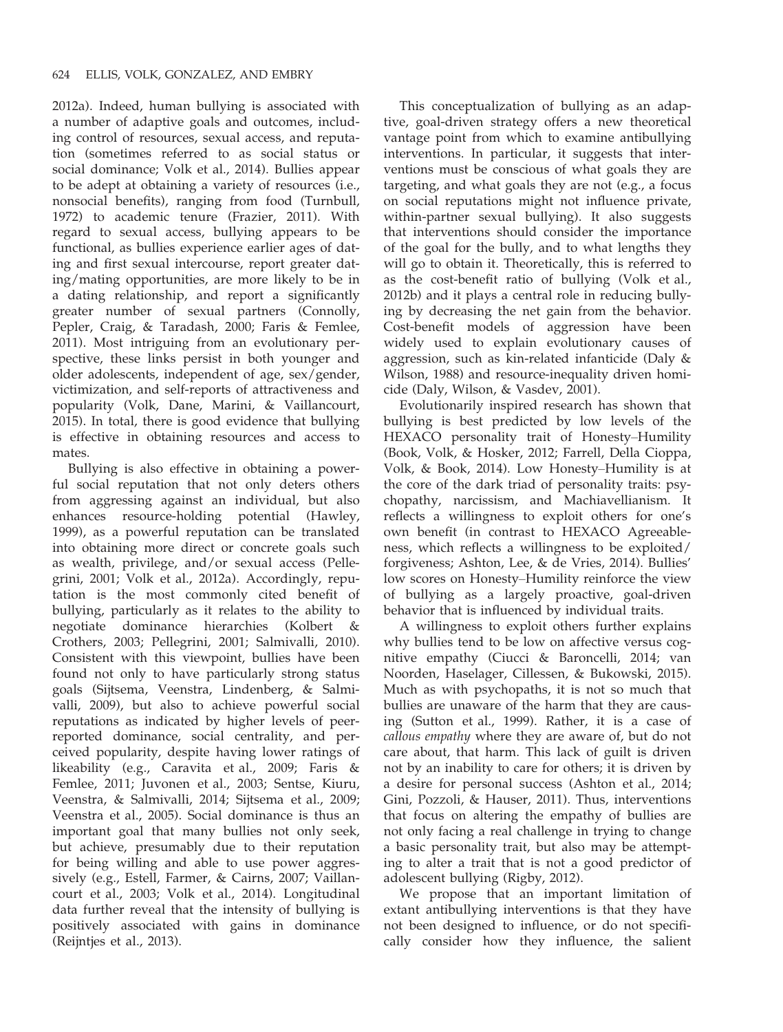2012a). Indeed, human bullying is associated with a number of adaptive goals and outcomes, including control of resources, sexual access, and reputation (sometimes referred to as social status or social dominance; Volk et al., 2014). Bullies appear to be adept at obtaining a variety of resources (i.e., nonsocial benefits), ranging from food (Turnbull, 1972) to academic tenure (Frazier, 2011). With regard to sexual access, bullying appears to be functional, as bullies experience earlier ages of dating and first sexual intercourse, report greater dating/mating opportunities, are more likely to be in a dating relationship, and report a significantly greater number of sexual partners (Connolly, Pepler, Craig, & Taradash, 2000; Faris & Femlee, 2011). Most intriguing from an evolutionary perspective, these links persist in both younger and older adolescents, independent of age, sex/gender, victimization, and self-reports of attractiveness and popularity (Volk, Dane, Marini, & Vaillancourt, 2015). In total, there is good evidence that bullying is effective in obtaining resources and access to mates.

Bullying is also effective in obtaining a powerful social reputation that not only deters others from aggressing against an individual, but also enhances resource-holding potential (Hawley, 1999), as a powerful reputation can be translated into obtaining more direct or concrete goals such as wealth, privilege, and/or sexual access (Pellegrini, 2001; Volk et al., 2012a). Accordingly, reputation is the most commonly cited benefit of bullying, particularly as it relates to the ability to negotiate dominance hierarchies (Kolbert & Crothers, 2003; Pellegrini, 2001; Salmivalli, 2010). Consistent with this viewpoint, bullies have been found not only to have particularly strong status goals (Sijtsema, Veenstra, Lindenberg, & Salmivalli, 2009), but also to achieve powerful social reputations as indicated by higher levels of peer-reported dominance, social centrality, and perceived popularity, despite having lower ratings of likeability (e.g., Caravita et al., 2009; Faris & Femlee, 2011; Juvonen et al., 2003; Sentse, Kiuru, Veenstra, & Salmivalli, 2014; Sijtsema et al., 2009; Veenstra et al., 2005). Social dominance is thus an important goal that many bullies not only seek, but achieve, presumably due to their reputation for being willing and able to use power aggressively (e.g., Estell, Farmer, & Cairns, 2007; Vaillancourt et al., 2003; Volk et al., 2014). Longitudinal data further reveal that the intensity of bullying is positively associated with gains in dominance (Reijntjes et al., 2013).

This conceptualization of bullying as an adaptive, goal-driven strategy offers a new theoretical vantage point from which to examine antibullying interventions. In particular, it suggests that interventions must be conscious of what goals they are targeting, and what goals they are not (e.g., a focus on social reputations might not influence private, within-partner sexual bullying). It also suggests that interventions should consider the importance of the goal for the bully, and to what lengths they will go to obtain it. Theoretically, this is referred to as the cost-benefit ratio of bullying (Volk et al., 2012b) and it plays a central role in reducing bullying by decreasing the net gain from the behavior. Cost-benefit models of aggression have been widely used to explain evolutionary causes of aggression, such as kin-related infanticide (Daly & Wilson, 1988) and resource-inequality driven homicide (Daly, Wilson, & Vasdev, 2001).

Evolutionarily inspired research has shown that bullying is best predicted by low levels of the HEXACO personality trait of Honesty–Humility (Book, Volk, & Hosker, 2012; Farrell, Della Cioppa, Volk, & Book, 2014). Low Honesty–Humility is at the core of the dark triad of personality traits: psychopathy, narcissism, and Machiavellianism. It reflects a willingness to exploit others for one's own benefit (in contrast to HEXACO Agreeableness, which reflects a willingness to be exploited/forgiveness; Ashton, Lee, & de Vries, 2014). Bullies' low scores on Honesty–Humility reinforce the view of bullying as a largely proactive, goal-driven behavior that is influenced by individual traits.

A willingness to exploit others further explains why bullies tend to be low on affective versus cognitive empathy (Ciucci & Baroncelli, 2014; van Noorden, Haselager, Cillessen, & Bukowski, 2015). Much as with psychopaths, it is not so much that bullies are unaware of the harm that they are causing (Sutton et al., 1999). Rather, it is a case of *callous empathy* where they are aware of, but do not care about, that harm. This lack of guilt is driven not by an inability to care for others; it is driven by a desire for personal success (Ashton et al., 2014; Gini, Pozzoli, & Hauser, 2011). Thus, interventions that focus on altering the empathy of bullies are not only facing a real challenge in trying to change a basic personality trait, but also may be attempting to alter a trait that is not a good predictor of adolescent bullying (Rigby, 2012).

We propose that an important limitation of extant antibullying interventions is that they have not been designed to influence, or do not specifically consider how they influence, the salient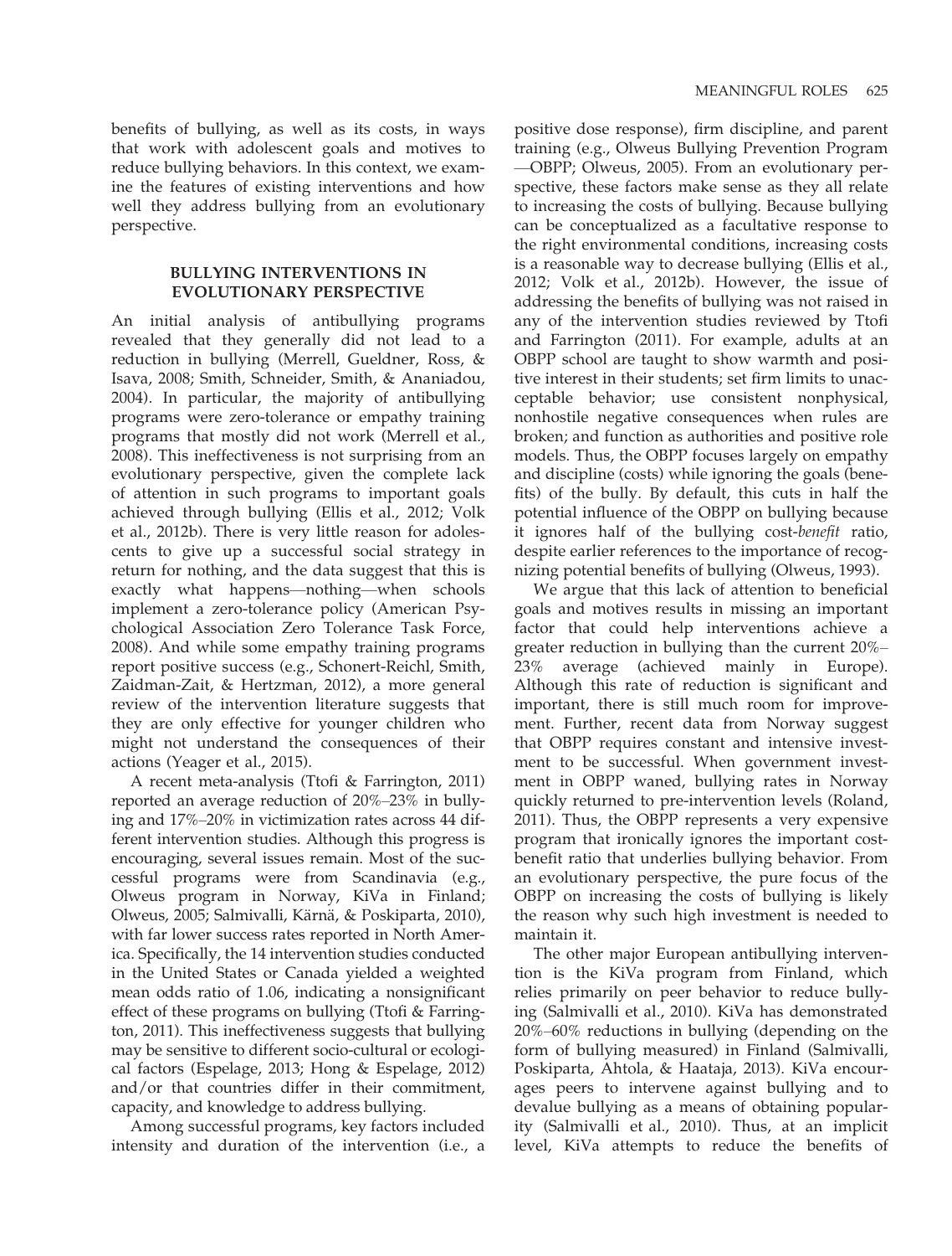benefits of bullying, as well as its costs, in ways that work with adolescent goals and motives to reduce bullying behaviors. In this context, we examine the features of existing interventions and how well they address bullying from an evolutionary perspective.

## BULLYING INTERVENTIONS IN EVOLUTIONARY PERSPECTIVE

An initial analysis of antibullying programs revealed that they generally did not lead to a reduction in bullying (Merrell, Gueldner, Ross, & Isava, 2008; Smith, Schneider, Smith, & Ananiadou, 2004). In particular, the majority of antibullying programs were zero-tolerance or empathy training programs that mostly did not work (Merrell et al., 2008). This ineffectiveness is not surprising from an evolutionary perspective, given the complete lack of attention in such programs to important goals achieved through bullying (Ellis et al., 2012; Volk et al., 2012b). There is very little reason for adolescents to give up a successful social strategy in return for nothing, and the data suggest that this is exactly what happens—nothing—when schools implement a zero-tolerance policy (American Psychological Association Zero Tolerance Task Force, 2008). And while some empathy training programs report positive success (e.g., Schonert-Reichl, Smith, Zaidman-Zait, & Hertzman, 2012), a more general review of the intervention literature suggests that they are only effective for younger children who might not understand the consequences of their actions (Yeager et al., 2015).

A recent meta-analysis (Ttofi & Farrington, 2011) reported an average reduction of 20%–23% in bullying and 17%–20% in victimization rates across 44 different intervention studies. Although this progress is encouraging, several issues remain. Most of the successful programs were from Scandinavia (e.g., Olweus program in Norway, KiVa in Finland; Olweus, 2005; Salmivalli, Kärnä, & Poskiparta, 2010), with far lower success rates reported in North America. Specifically, the 14 intervention studies conducted in the United States or Canada yielded a weighted mean odds ratio of 1.06, indicating a nonsignificant effect of these programs on bullying (Ttofi & Farrington, 2011). This ineffectiveness suggests that bullying may be sensitive to different socio-cultural or ecological factors (Espelage, 2013; Hong & Espelage, 2012) and/or that countries differ in their commitment, capacity, and knowledge to address bullying.

Among successful programs, key factors included intensity and duration of the intervention (i.e., a positive dose response), firm discipline, and parent training (e.g., Olweus Bullying Prevention Program —OBPP; Olweus, 2005). From an evolutionary perspective, these factors make sense as they all relate to increasing the costs of bullying. Because bullying can be conceptualized as a facultative response to the right environmental conditions, increasing costs is a reasonable way to decrease bullying (Ellis et al., 2012; Volk et al., 2012b). However, the issue of addressing the benefits of bullying was not raised in any of the intervention studies reviewed by Ttofi and Farrington (2011). For example, adults at an OBPP school are taught to show warmth and positive interest in their students; set firm limits to unacceptable behavior; use consistent nonphysical, nonhostile negative consequences when rules are broken; and function as authorities and positive role models. Thus, the OBPP focuses largely on empathy and discipline (costs) while ignoring the goals (benefits) of the bully. By default, this cuts in half the potential influence of the OBPP on bullying because it ignores half of the bullying cost-*benefit* ratio, despite earlier references to the importance of recognizing potential benefits of bullying (Olweus, 1993).

We argue that this lack of attention to beneficial goals and motives results in missing an important factor that could help interventions achieve a greater reduction in bullying than the current 20%–23% average (achieved mainly in Europe). Although this rate of reduction is significant and important, there is still much room for improvement. Further, recent data from Norway suggest that OBPP requires constant and intensive investment to be successful. When government investment in OBPP waned, bullying rates in Norway quickly returned to pre-intervention levels (Roland, 2011). Thus, the OBPP represents a very expensive program that ironically ignores the important cost-benefit ratio that underlies bullying behavior. From an evolutionary perspective, the pure focus of the OBPP on increasing the costs of bullying is likely the reason why such high investment is needed to maintain it.

The other major European antibullying intervention is the KiVa program from Finland, which relies primarily on peer behavior to reduce bullying (Salmivalli et al., 2010). KiVa has demonstrated 20%–60% reductions in bullying (depending on the form of bullying measured) in Finland (Salmivalli, Poskiparta, Ahtola, & Haataja, 2013). KiVa encourages peers to intervene against bullying and to devalue bullying as a means of obtaining popularity (Salmivalli et al., 2010). Thus, at an implicit level, KiVa attempts to reduce the benefits of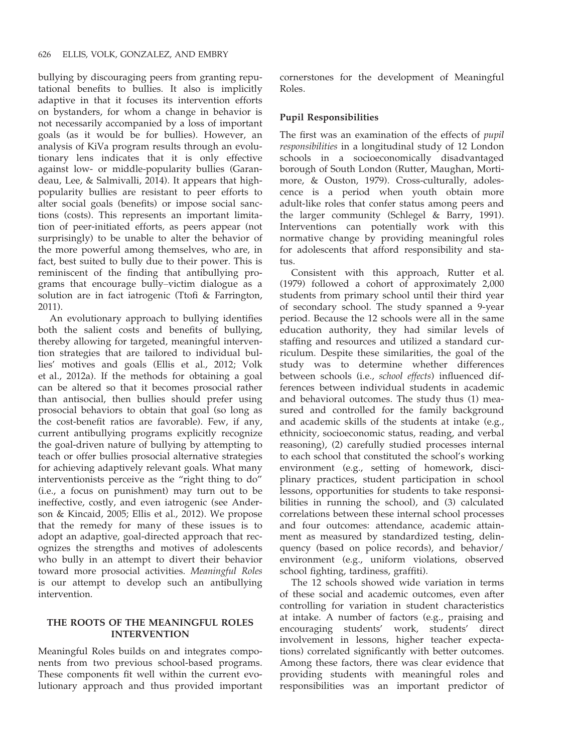bullying by discouraging peers from granting reputational benefits to bullies. It also is implicitly adaptive in that it focuses its intervention efforts on bystanders, for whom a change in behavior is not necessarily accompanied by a loss of important goals (as it would be for bullies). However, an analysis of KiVa program results through an evolutionary lens indicates that it is only effective against low- or middle-popularity bullies (Garandeau, Lee, & Salmivalli, 2014). It appears that high-popularity bullies are resistant to peer efforts to alter social goals (benefits) or impose social sanctions (costs). This represents an important limitation of peer-initiated efforts, as peers appear (not surprisingly) to be unable to alter the behavior of the more powerful among themselves, who are, in fact, best suited to bully due to their power. This is reminiscent of the finding that antibullying programs that encourage bully–victim dialogue as a solution are in fact iatrogenic (Ttofi & Farrington, 2011).

An evolutionary approach to bullying identifies both the salient costs and benefits of bullying, thereby allowing for targeted, meaningful intervention strategies that are tailored to individual bullies' motives and goals (Ellis et al., 2012; Volk et al., 2012a). If the methods for obtaining a goal can be altered so that it becomes prosocial rather than antisocial, then bullies should prefer using prosocial behaviors to obtain that goal (so long as the cost-benefit ratios are favorable). Few, if any, current antibullying programs explicitly recognize the goal-driven nature of bullying by attempting to teach or offer bullies prosocial alternative strategies for achieving adaptively relevant goals. What many interventionists perceive as the "right thing to do" (i.e., a focus on punishment) may turn out to be ineffective, costly, and even iatrogenic (see Anderson & Kincaid, 2005; Ellis et al., 2012). We propose that the remedy for many of these issues is to adopt an adaptive, goal-directed approach that recognizes the strengths and motives of adolescents who bully in an attempt to divert their behavior toward more prosocial activities. *Meaningful Roles* is our attempt to develop such an antibullying intervention.

## THE ROOTS OF THE MEANINGFUL ROLES INTERVENTION

Meaningful Roles builds on and integrates components from two previous school-based programs. These components fit well within the current evolutionary approach and thus provided important cornerstones for the development of Meaningful Roles.

### Pupil Responsibilities

The first was an examination of the effects of *pupil responsibilities* in a longitudinal study of 12 London schools in a socioeconomically disadvantaged borough of South London (Rutter, Maughan, Mortimore, & Ouston, 1979). Cross-culturally, adolescence is a period when youth obtain more adult-like roles that confer status among peers and the larger community (Schlegel & Barry, 1991). Interventions can potentially work with this normative change by providing meaningful roles for adolescents that afford responsibility and status.

Consistent with this approach, Rutter et al. (1979) followed a cohort of approximately 2,000 students from primary school until their third year of secondary school. The study spanned a 9-year period. Because the 12 schools were all in the same education authority, they had similar levels of staffing and resources and utilized a standard curriculum. Despite these similarities, the goal of the study was to determine whether differences between schools (i.e., *school effects*) influenced differences between individual students in academic and behavioral outcomes. The study thus (1) measured and controlled for the family background and academic skills of the students at intake (e.g., ethnicity, socioeconomic status, reading, and verbal reasoning), (2) carefully studied processes internal to each school that constituted the school's working environment (e.g., setting of homework, disciplinary practices, student participation in school lessons, opportunities for students to take responsibilities in running the school), and (3) calculated correlations between these internal school processes and four outcomes: attendance, academic attainment as measured by standardized testing, delinquency (based on police records), and behavior/environment (e.g., uniform violations, observed school fighting, tardiness, graffiti).

The 12 schools showed wide variation in terms of these social and academic outcomes, even after controlling for variation in student characteristics at intake. A number of factors (e.g., praising and encouraging students' work, students' direct involvement in lessons, higher teacher expectations) correlated significantly with better outcomes. Among these factors, there was clear evidence that providing students with meaningful roles and responsibilities was an important predictor of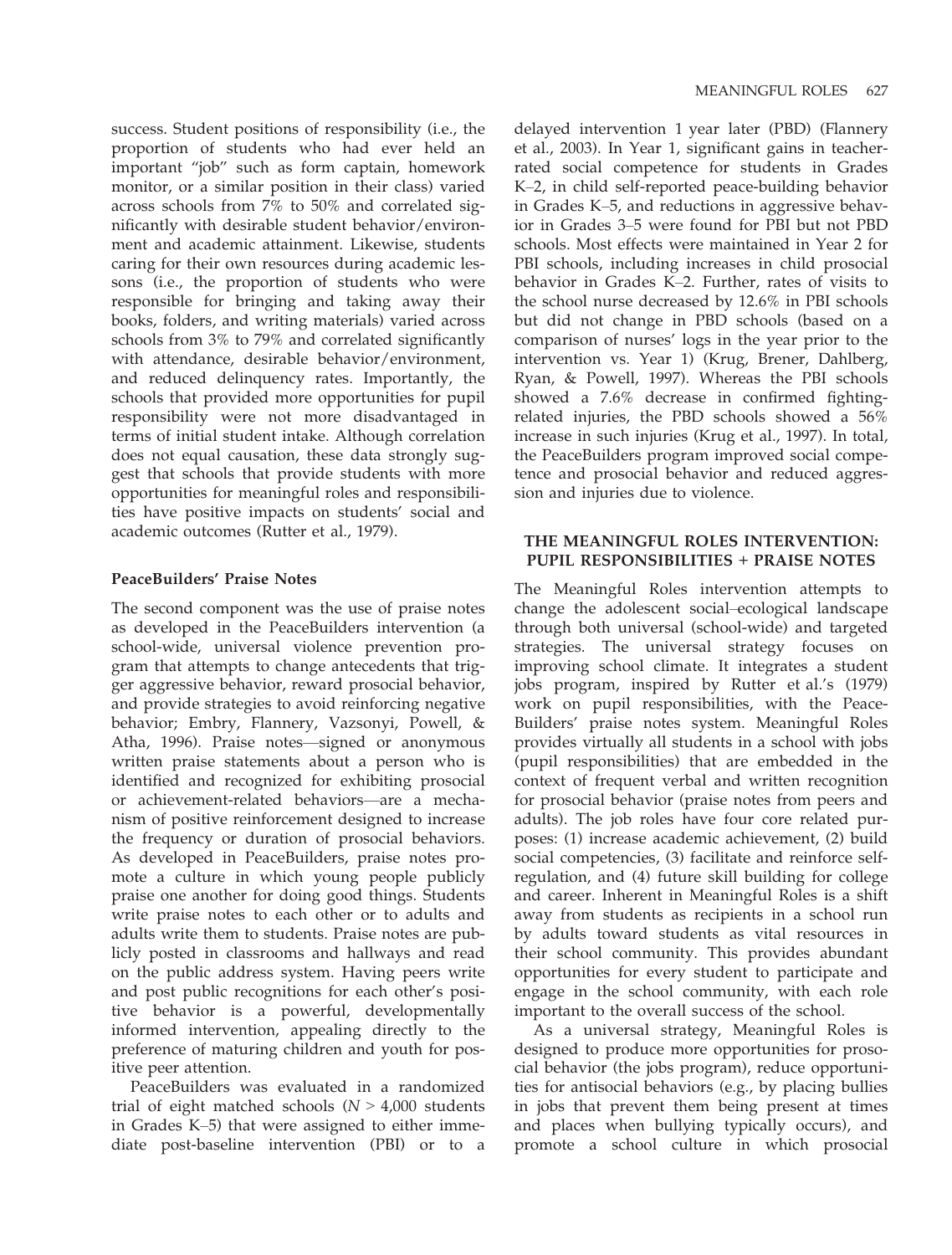success. Student positions of responsibility (i.e., the proportion of students who had ever held an important "job" such as form captain, homework monitor, or a similar position in their class) varied across schools from 7% to 50% and correlated significantly with desirable student behavior/environment and academic attainment. Likewise, students caring for their own resources during academic lessons (i.e., the proportion of students who were responsible for bringing and taking away their books, folders, and writing materials) varied across schools from 3% to 79% and correlated significantly with attendance, desirable behavior/environment, and reduced delinquency rates. Importantly, the schools that provided more opportunities for pupil responsibility were not more disadvantaged in terms of initial student intake. Although correlation does not equal causation, these data strongly suggest that schools that provide students with more opportunities for meaningful roles and responsibilities have positive impacts on students' social and academic outcomes (Rutter et al., 1979).

### PeaceBuilders' Praise Notes

The second component was the use of praise notes as developed in the PeaceBuilders intervention (a school-wide, universal violence prevention program that attempts to change antecedents that trigger aggressive behavior, reward prosocial behavior, and provide strategies to avoid reinforcing negative behavior; Embry, Flannery, Vazsonyi, Powell, & Atha, 1996). Praise notes—signed or anonymous written praise statements about a person who is identified and recognized for exhibiting prosocial or achievement-related behaviors—are a mechanism of positive reinforcement designed to increase the frequency or duration of prosocial behaviors. As developed in PeaceBuilders, praise notes promote a culture in which young people publicly praise one another for doing good things. Students write praise notes to each other or to adults and adults write them to students. Praise notes are publicly posted in classrooms and hallways and read on the public address system. Having peers write and post public recognitions for each other's positive behavior is a powerful, developmentally informed intervention, appealing directly to the preference of maturing children and youth for positive peer attention.

PeaceBuilders was evaluated in a randomized trial of eight matched schools ($N > 4{,}000$ students in Grades K–5) that were assigned to either immediate post-baseline intervention (PBI) or to a delayed intervention 1 year later (PBD) (Flannery et al., 2003). In Year 1, significant gains in teacher-rated social competence for students in Grades K–2, in child self-reported peace-building behavior in Grades K–5, and reductions in aggressive behavior in Grades 3–5 were found for PBI but not PBD schools. Most effects were maintained in Year 2 for PBI schools, including increases in child prosocial behavior in Grades K–2. Further, rates of visits to the school nurse decreased by 12.6% in PBI schools but did not change in PBD schools (based on a comparison of nurses' logs in the year prior to the intervention vs. Year 1) (Krug, Brener, Dahlberg, Ryan, & Powell, 1997). Whereas the PBI schools showed a 7.6% decrease in confirmed fighting-related injuries, the PBD schools showed a 56% increase in such injuries (Krug et al., 1997). In total, the PeaceBuilders program improved social competence and prosocial behavior and reduced aggression and injuries due to violence.

## THE MEANINGFUL ROLES INTERVENTION: PUPIL RESPONSIBILITIES + PRAISE NOTES

The Meaningful Roles intervention attempts to change the adolescent social–ecological landscape through both universal (school-wide) and targeted strategies. The universal strategy focuses on improving school climate. It integrates a student jobs program, inspired by Rutter et al.'s (1979) work on pupil responsibilities, with the PeaceBuilders' praise notes system. Meaningful Roles provides virtually all students in a school with jobs (pupil responsibilities) that are embedded in the context of frequent verbal and written recognition for prosocial behavior (praise notes from peers and adults). The job roles have four core related purposes: (1) increase academic achievement, (2) build social competencies, (3) facilitate and reinforce self-regulation, and (4) future skill building for college and career. Inherent in Meaningful Roles is a shift away from students as recipients in a school run by adults toward students as vital resources in their school community. This provides abundant opportunities for every student to participate and engage in the school community, with each role important to the overall success of the school.

As a universal strategy, Meaningful Roles is designed to produce more opportunities for prosocial behavior (the jobs program), reduce opportunities for antisocial behaviors (e.g., by placing bullies in jobs that prevent them being present at times and places when bullying typically occurs), and promote a school culture in which prosocial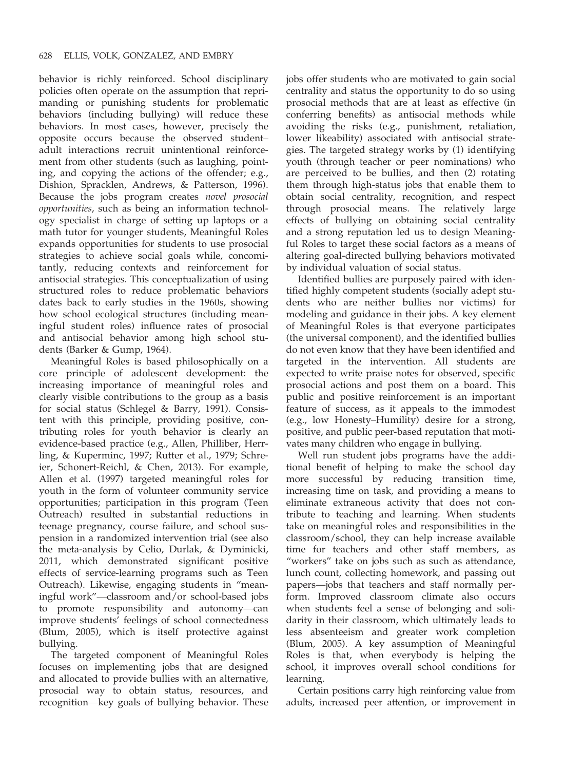behavior is richly reinforced. School disciplinary policies often operate on the assumption that reprimanding or punishing students for problematic behaviors (including bullying) will reduce these behaviors. In most cases, however, precisely the opposite occurs because the observed student–adult interactions recruit unintentional reinforcement from other students (such as laughing, pointing, and copying the actions of the offender; e.g., Dishion, Spracklen, Andrews, & Patterson, 1996). Because the jobs program creates *novel prosocial opportunities*, such as being an information technology specialist in charge of setting up laptops or a math tutor for younger students, Meaningful Roles expands opportunities for students to use prosocial strategies to achieve social goals while, concomitantly, reducing contexts and reinforcement for antisocial strategies. This conceptualization of using structured roles to reduce problematic behaviors dates back to early studies in the 1960s, showing how school ecological structures (including meaningful student roles) influence rates of prosocial and antisocial behavior among high school students (Barker & Gump, 1964).

Meaningful Roles is based philosophically on a core principle of adolescent development: the increasing importance of meaningful roles and clearly visible contributions to the group as a basis for social status (Schlegel & Barry, 1991). Consistent with this principle, providing positive, contributing roles for youth behavior is clearly an evidence-based practice (e.g., Allen, Philliber, Herrling, & Kuperminc, 1997; Rutter et al., 1979; Schreier, Schonert-Reichl, & Chen, 2013). For example, Allen et al. (1997) targeted meaningful roles for youth in the form of volunteer community service opportunities; participation in this program (Teen Outreach) resulted in substantial reductions in teenage pregnancy, course failure, and school suspension in a randomized intervention trial (see also the meta-analysis by Celio, Durlak, & Dyminicki, 2011, which demonstrated significant positive effects of service-learning programs such as Teen Outreach). Likewise, engaging students in "meaningful work"—classroom and/or school-based jobs to promote responsibility and autonomy—can improve students' feelings of school connectedness (Blum, 2005), which is itself protective against bullying.

The targeted component of Meaningful Roles focuses on implementing jobs that are designed and allocated to provide bullies with an alternative, prosocial way to obtain status, resources, and recognition—key goals of bullying behavior. These jobs offer students who are motivated to gain social centrality and status the opportunity to do so using prosocial methods that are at least as effective (in conferring benefits) as antisocial methods while avoiding the risks (e.g., punishment, retaliation, lower likeability) associated with antisocial strategies. The targeted strategy works by (1) identifying youth (through teacher or peer nominations) who are perceived to be bullies, and then (2) rotating them through high-status jobs that enable them to obtain social centrality, recognition, and respect through prosocial means. The relatively large effects of bullying on obtaining social centrality and a strong reputation led us to design Meaningful Roles to target these social factors as a means of altering goal-directed bullying behaviors motivated by individual valuation of social status.

Identified bullies are purposely paired with identified highly competent students (socially adept students who are neither bullies nor victims) for modeling and guidance in their jobs. A key element of Meaningful Roles is that everyone participates (the universal component), and the identified bullies do not even know that they have been identified and targeted in the intervention. All students are expected to write praise notes for observed, specific prosocial actions and post them on a board. This public and positive reinforcement is an important feature of success, as it appeals to the immodest (e.g., low Honesty–Humility) desire for a strong, positive, and public peer-based reputation that motivates many children who engage in bullying.

Well run student jobs programs have the additional benefit of helping to make the school day more successful by reducing transition time, increasing time on task, and providing a means to eliminate extraneous activity that does not contribute to teaching and learning. When students take on meaningful roles and responsibilities in the classroom/school, they can help increase available time for teachers and other staff members, as "workers" take on jobs such as such as attendance, lunch count, collecting homework, and passing out papers—jobs that teachers and staff normally perform. Improved classroom climate also occurs when students feel a sense of belonging and solidarity in their classroom, which ultimately leads to less absenteeism and greater work completion (Blum, 2005). A key assumption of Meaningful Roles is that, when everybody is helping the school, it improves overall school conditions for learning.

Certain positions carry high reinforcing value from adults, increased peer attention, or improvement in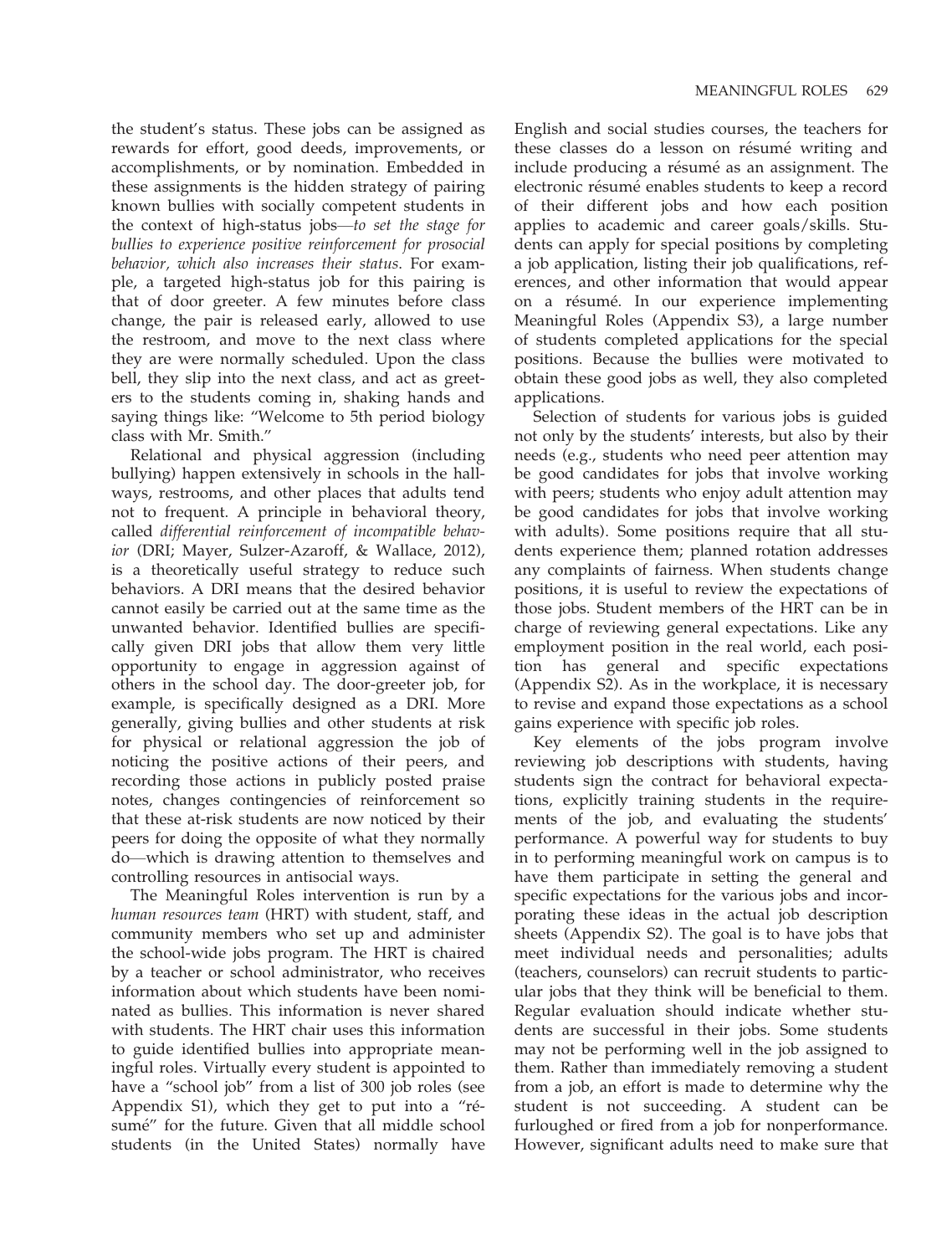the student's status. These jobs can be assigned as rewards for effort, good deeds, improvements, or accomplishments, or by nomination. Embedded in these assignments is the hidden strategy of pairing known bullies with socially competent students in the context of high-status jobs—*to set the stage for bullies to experience positive reinforcement for prosocial behavior, which also increases their status*. For example, a targeted high-status job for this pairing is that of door greeter. A few minutes before class change, the pair is released early, allowed to use the restroom, and move to the next class where they are were normally scheduled. Upon the class bell, they slip into the next class, and act as greeters to the students coming in, shaking hands and saying things like: "Welcome to 5th period biology class with Mr. Smith."

Relational and physical aggression (including bullying) happen extensively in schools in the hallways, restrooms, and other places that adults tend not to frequent. A principle in behavioral theory, called *differential reinforcement of incompatible behavior* (DRI; Mayer, Sulzer-Azaroff, & Wallace, 2012), is a theoretically useful strategy to reduce such behaviors. A DRI means that the desired behavior cannot easily be carried out at the same time as the unwanted behavior. Identified bullies are specifically given DRI jobs that allow them very little opportunity to engage in aggression against of others in the school day. The door-greeter job, for example, is specifically designed as a DRI. More generally, giving bullies and other students at risk for physical or relational aggression the job of noticing the positive actions of their peers, and recording those actions in publicly posted praise notes, changes contingencies of reinforcement so that these at-risk students are now noticed by their peers for doing the opposite of what they normally do—which is drawing attention to themselves and controlling resources in antisocial ways.

The Meaningful Roles intervention is run by a *human resources team* (HRT) with student, staff, and community members who set up and administer the school-wide jobs program. The HRT is chaired by a teacher or school administrator, who receives information about which students have been nominated as bullies. This information is never shared with students. The HRT chair uses this information to guide identified bullies into appropriate meaningful roles. Virtually every student is appointed to have a "school job" from a list of 300 job roles (see Appendix S1), which they get to put into a "résumé" for the future. Given that all middle school students (in the United States) normally have English and social studies courses, the teachers for these classes do a lesson on résumé writing and include producing a résumé as an assignment. The electronic résumé enables students to keep a record of their different jobs and how each position applies to academic and career goals/skills. Students can apply for special positions by completing a job application, listing their job qualifications, references, and other information that would appear on a résumé. In our experience implementing Meaningful Roles (Appendix S3), a large number of students completed applications for the special positions. Because the bullies were motivated to obtain these good jobs as well, they also completed applications.

Selection of students for various jobs is guided not only by the students' interests, but also by their needs (e.g., students who need peer attention may be good candidates for jobs that involve working with peers; students who enjoy adult attention may be good candidates for jobs that involve working with adults). Some positions require that all students experience them; planned rotation addresses any complaints of fairness. When students change positions, it is useful to review the expectations of those jobs. Student members of the HRT can be in charge of reviewing general expectations. Like any employment position in the real world, each position has general and specific expectations (Appendix S2). As in the workplace, it is necessary to revise and expand those expectations as a school gains experience with specific job roles.

Key elements of the jobs program involve reviewing job descriptions with students, having students sign the contract for behavioral expectations, explicitly training students in the requirements of the job, and evaluating the students' performance. A powerful way for students to buy in to performing meaningful work on campus is to have them participate in setting the general and specific expectations for the various jobs and incorporating these ideas in the actual job description sheets (Appendix S2). The goal is to have jobs that meet individual needs and personalities; adults (teachers, counselors) can recruit students to particular jobs that they think will be beneficial to them. Regular evaluation should indicate whether students are successful in their jobs. Some students may not be performing well in the job assigned to them. Rather than immediately removing a student from a job, an effort is made to determine why the student is not succeeding. A student can be furloughed or fired from a job for nonperformance. However, significant adults need to make sure that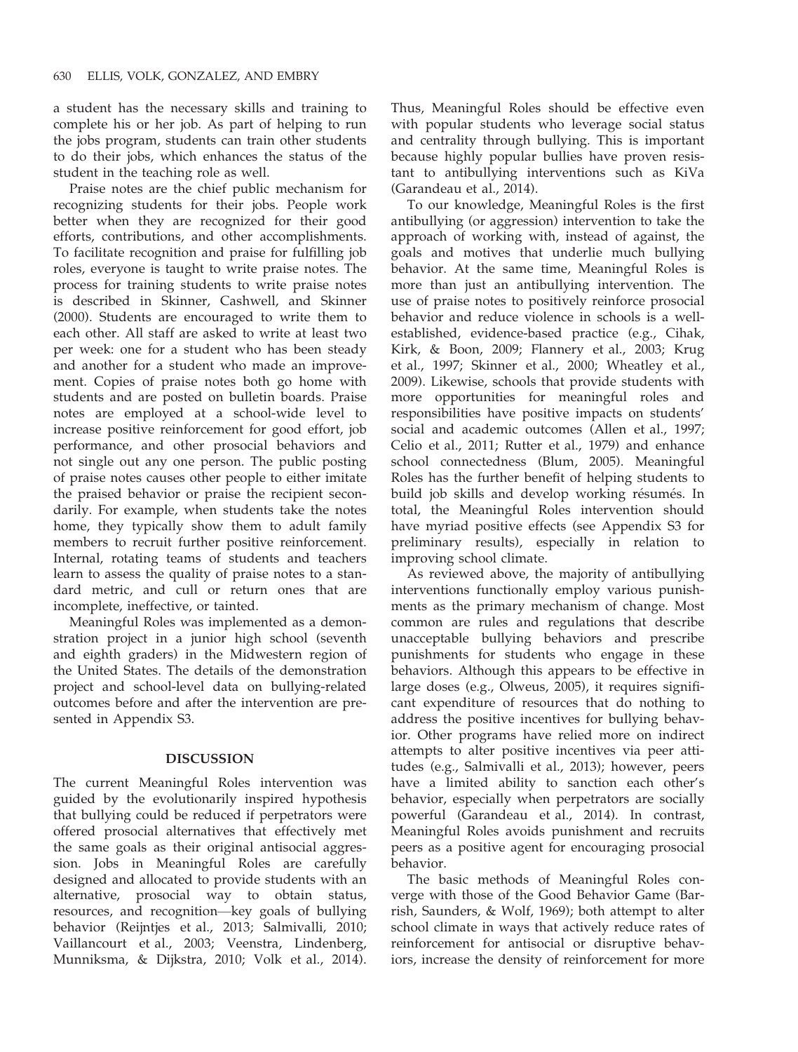a student has the necessary skills and training to complete his or her job. As part of helping to run the jobs program, students can train other students to do their jobs, which enhances the status of the student in the teaching role as well.

Praise notes are the chief public mechanism for recognizing students for their jobs. People work better when they are recognized for their good efforts, contributions, and other accomplishments. To facilitate recognition and praise for fulfilling job roles, everyone is taught to write praise notes. The process for training students to write praise notes is described in Skinner, Cashwell, and Skinner (2000). Students are encouraged to write them to each other. All staff are asked to write at least two per week: one for a student who has been steady and another for a student who made an improvement. Copies of praise notes both go home with students and are posted on bulletin boards. Praise notes are employed at a school-wide level to increase positive reinforcement for good effort, job performance, and other prosocial behaviors and not single out any one person. The public posting of praise notes causes other people to either imitate the praised behavior or praise the recipient secondarily. For example, when students take the notes home, they typically show them to adult family members to recruit further positive reinforcement. Internal, rotating teams of students and teachers learn to assess the quality of praise notes to a standard metric, and cull or return ones that are incomplete, ineffective, or tainted.

Meaningful Roles was implemented as a demonstration project in a junior high school (seventh and eighth graders) in the Midwestern region of the United States. The details of the demonstration project and school-level data on bullying-related outcomes before and after the intervention are presented in Appendix S3.

## DISCUSSION

The current Meaningful Roles intervention was guided by the evolutionarily inspired hypothesis that bullying could be reduced if perpetrators were offered prosocial alternatives that effectively met the same goals as their original antisocial aggression. Jobs in Meaningful Roles are carefully designed and allocated to provide students with an alternative, prosocial way to obtain status, resources, and recognition—key goals of bullying behavior (Reijntjes et al., 2013; Salmivalli, 2010; Vaillancourt et al., 2003; Veenstra, Lindenberg, Munniksma, & Dijkstra, 2010; Volk et al., 2014). Thus, Meaningful Roles should be effective even with popular students who leverage social status and centrality through bullying. This is important because highly popular bullies have proven resistant to antibullying interventions such as KiVa (Garandeau et al., 2014).

To our knowledge, Meaningful Roles is the first antibullying (or aggression) intervention to take the approach of working with, instead of against, the goals and motives that underlie much bullying behavior. At the same time, Meaningful Roles is more than just an antibullying intervention. The use of praise notes to positively reinforce prosocial behavior and reduce violence in schools is a well-established, evidence-based practice (e.g., Cihak, Kirk, & Boon, 2009; Flannery et al., 2003; Krug et al., 1997; Skinner et al., 2000; Wheatley et al., 2009). Likewise, schools that provide students with more opportunities for meaningful roles and responsibilities have positive impacts on students' social and academic outcomes (Allen et al., 1997; Celio et al., 2011; Rutter et al., 1979) and enhance school connectedness (Blum, 2005). Meaningful Roles has the further benefit of helping students to build job skills and develop working résumés. In total, the Meaningful Roles intervention should have myriad positive effects (see Appendix S3 for preliminary results), especially in relation to improving school climate.

As reviewed above, the majority of antibullying interventions functionally employ various punishments as the primary mechanism of change. Most common are rules and regulations that describe unacceptable bullying behaviors and prescribe punishments for students who engage in these behaviors. Although this appears to be effective in large doses (e.g., Olweus, 2005), it requires significant expenditure of resources that do nothing to address the positive incentives for bullying behavior. Other programs have relied more on indirect attempts to alter positive incentives via peer attitudes (e.g., Salmivalli et al., 2013); however, peers have a limited ability to sanction each other's behavior, especially when perpetrators are socially powerful (Garandeau et al., 2014). In contrast, Meaningful Roles avoids punishment and recruits peers as a positive agent for encouraging prosocial behavior.

The basic methods of Meaningful Roles converge with those of the Good Behavior Game (Barrish, Saunders, & Wolf, 1969); both attempt to alter school climate in ways that actively reduce rates of reinforcement for antisocial or disruptive behaviors, increase the density of reinforcement for more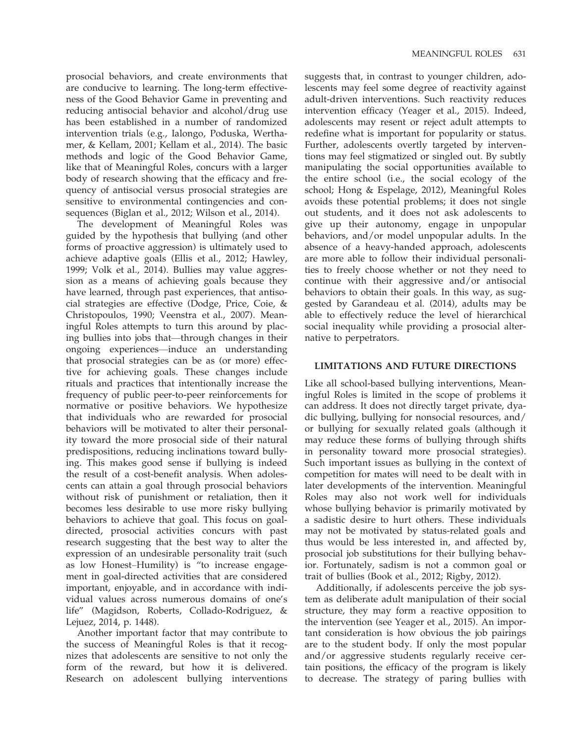prosocial behaviors, and create environments that are conducive to learning. The long-term effectiveness of the Good Behavior Game in preventing and reducing antisocial behavior and alcohol/drug use has been established in a number of randomized intervention trials (e.g., Ialongo, Poduska, Werthamer, & Kellam, 2001; Kellam et al., 2014). The basic methods and logic of the Good Behavior Game, like that of Meaningful Roles, concurs with a larger body of research showing that the efficacy and frequency of antisocial versus prosocial strategies are sensitive to environmental contingencies and consequences (Biglan et al., 2012; Wilson et al., 2014).

The development of Meaningful Roles was guided by the hypothesis that bullying (and other forms of proactive aggression) is ultimately used to achieve adaptive goals (Ellis et al., 2012; Hawley, 1999; Volk et al., 2014). Bullies may value aggression as a means of achieving goals because they have learned, through past experiences, that antisocial strategies are effective (Dodge, Price, Coie, & Christopoulos, 1990; Veenstra et al., 2007). Meaningful Roles attempts to turn this around by placing bullies into jobs that—through changes in their ongoing experiences—induce an understanding that prosocial strategies can be as (or more) effective for achieving goals. These changes include rituals and practices that intentionally increase the frequency of public peer-to-peer reinforcements for normative or positive behaviors. We hypothesize that individuals who are rewarded for prosocial behaviors will be motivated to alter their personality toward the more prosocial side of their natural predispositions, reducing inclinations toward bullying. This makes good sense if bullying is indeed the result of a cost-benefit analysis. When adolescents can attain a goal through prosocial behaviors without risk of punishment or retaliation, then it becomes less desirable to use more risky bullying behaviors to achieve that goal. This focus on goal-directed, prosocial activities concurs with past research suggesting that the best way to alter the expression of an undesirable personality trait (such as low Honest–Humility) is "to increase engagement in goal-directed activities that are considered important, enjoyable, and in accordance with individual values across numerous domains of one's life" (Magidson, Roberts, Collado-Rodriguez, & Lejuez, 2014, p. 1448).

Another important factor that may contribute to the success of Meaningful Roles is that it recognizes that adolescents are sensitive to not only the form of the reward, but how it is delivered. Research on adolescent bullying interventions suggests that, in contrast to younger children, adolescents may feel some degree of reactivity against adult-driven interventions. Such reactivity reduces intervention efficacy (Yeager et al., 2015). Indeed, adolescents may resent or reject adult attempts to redefine what is important for popularity or status. Further, adolescents overtly targeted by interventions may feel stigmatized or singled out. By subtly manipulating the social opportunities available to the entire school (i.e., the social ecology of the school; Hong & Espelage, 2012), Meaningful Roles avoids these potential problems; it does not single out students, and it does not ask adolescents to give up their autonomy, engage in unpopular behaviors, and/or model unpopular adults. In the absence of a heavy-handed approach, adolescents are more able to follow their individual personalities to freely choose whether or not they need to continue with their aggressive and/or antisocial behaviors to obtain their goals. In this way, as suggested by Garandeau et al. (2014), adults may be able to effectively reduce the level of hierarchical social inequality while providing a prosocial alternative to perpetrators.

## LIMITATIONS AND FUTURE DIRECTIONS

Like all school-based bullying interventions, Meaningful Roles is limited in the scope of problems it can address. It does not directly target private, dyadic bullying, bullying for nonsocial resources, and/or bullying for sexually related goals (although it may reduce these forms of bullying through shifts in personality toward more prosocial strategies). Such important issues as bullying in the context of competition for mates will need to be dealt with in later developments of the intervention. Meaningful Roles may also not work well for individuals whose bullying behavior is primarily motivated by a sadistic desire to hurt others. These individuals may not be motivated by status-related goals and thus would be less interested in, and affected by, prosocial job substitutions for their bullying behavior. Fortunately, sadism is not a common goal or trait of bullies (Book et al., 2012; Rigby, 2012).

Additionally, if adolescents perceive the job system as deliberate adult manipulation of their social structure, they may form a reactive opposition to the intervention (see Yeager et al., 2015). An important consideration is how obvious the job pairings are to the student body. If only the most popular and/or aggressive students regularly receive certain positions, the efficacy of the program is likely to decrease. The strategy of paring bullies with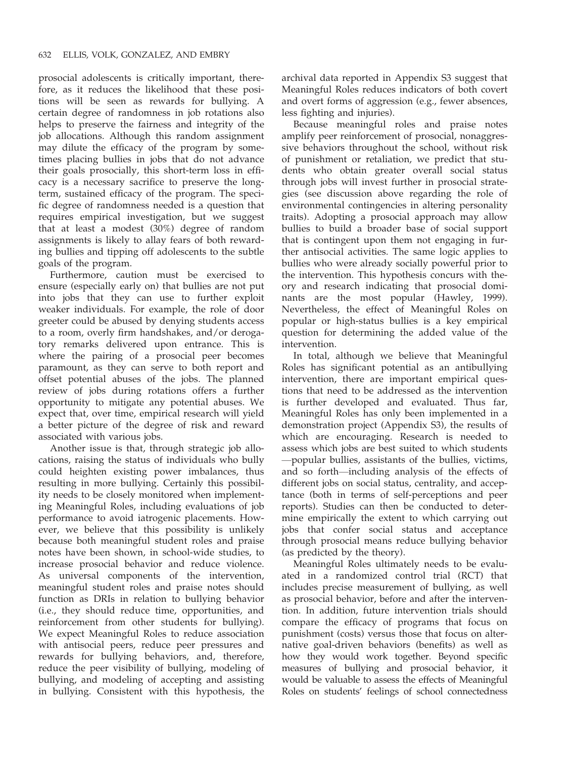prosocial adolescents is critically important, therefore, as it reduces the likelihood that these positions will be seen as rewards for bullying. A certain degree of randomness in job rotations also helps to preserve the fairness and integrity of the job allocations. Although this random assignment may dilute the efficacy of the program by sometimes placing bullies in jobs that do not advance their goals prosocially, this short-term loss in efficacy is a necessary sacrifice to preserve the long-term, sustained efficacy of the program. The specific degree of randomness needed is a question that requires empirical investigation, but we suggest that at least a modest (30%) degree of random assignments is likely to allay fears of both rewarding bullies and tipping off adolescents to the subtle goals of the program.

Furthermore, caution must be exercised to ensure (especially early on) that bullies are not put into jobs that they can use to further exploit weaker individuals. For example, the role of door greeter could be abused by denying students access to a room, overly firm handshakes, and/or derogatory remarks delivered upon entrance. This is where the pairing of a prosocial peer becomes paramount, as they can serve to both report and offset potential abuses of the jobs. The planned review of jobs during rotations offers a further opportunity to mitigate any potential abuses. We expect that, over time, empirical research will yield a better picture of the degree of risk and reward associated with various jobs.

Another issue is that, through strategic job allocations, raising the status of individuals who bully could heighten existing power imbalances, thus resulting in more bullying. Certainly this possibility needs to be closely monitored when implementing Meaningful Roles, including evaluations of job performance to avoid iatrogenic placements. However, we believe that this possibility is unlikely because both meaningful student roles and praise notes have been shown, in school-wide studies, to increase prosocial behavior and reduce violence. As universal components of the intervention, meaningful student roles and praise notes should function as DRIs in relation to bullying behavior (i.e., they should reduce time, opportunities, and reinforcement from other students for bullying). We expect Meaningful Roles to reduce association with antisocial peers, reduce peer pressures and rewards for bullying behaviors, and, therefore, reduce the peer visibility of bullying, modeling of bullying, and modeling of accepting and assisting in bullying. Consistent with this hypothesis, the archival data reported in Appendix S3 suggest that Meaningful Roles reduces indicators of both covert and overt forms of aggression (e.g., fewer absences, less fighting and injuries).

Because meaningful roles and praise notes amplify peer reinforcement of prosocial, nonaggressive behaviors throughout the school, without risk of punishment or retaliation, we predict that students who obtain greater overall social status through jobs will invest further in prosocial strategies (see discussion above regarding the role of environmental contingencies in altering personality traits). Adopting a prosocial approach may allow bullies to build a broader base of social support that is contingent upon them not engaging in further antisocial activities. The same logic applies to bullies who were already socially powerful prior to the intervention. This hypothesis concurs with theory and research indicating that prosocial dominants are the most popular (Hawley, 1999). Nevertheless, the effect of Meaningful Roles on popular or high-status bullies is a key empirical question for determining the added value of the intervention.

In total, although we believe that Meaningful Roles has significant potential as an antibullying intervention, there are important empirical questions that need to be addressed as the intervention is further developed and evaluated. Thus far, Meaningful Roles has only been implemented in a demonstration project (Appendix S3), the results of which are encouraging. Research is needed to assess which jobs are best suited to which students —popular bullies, assistants of the bullies, victims, and so forth—including analysis of the effects of different jobs on social status, centrality, and acceptance (both in terms of self-perceptions and peer reports). Studies can then be conducted to determine empirically the extent to which carrying out jobs that confer social status and acceptance through prosocial means reduce bullying behavior (as predicted by the theory).

Meaningful Roles ultimately needs to be evaluated in a randomized control trial (RCT) that includes precise measurement of bullying, as well as prosocial behavior, before and after the intervention. In addition, future intervention trials should compare the efficacy of programs that focus on punishment (costs) versus those that focus on alternative goal-driven behaviors (benefits) as well as how they would work together. Beyond specific measures of bullying and prosocial behavior, it would be valuable to assess the effects of Meaningful Roles on students' feelings of school connectedness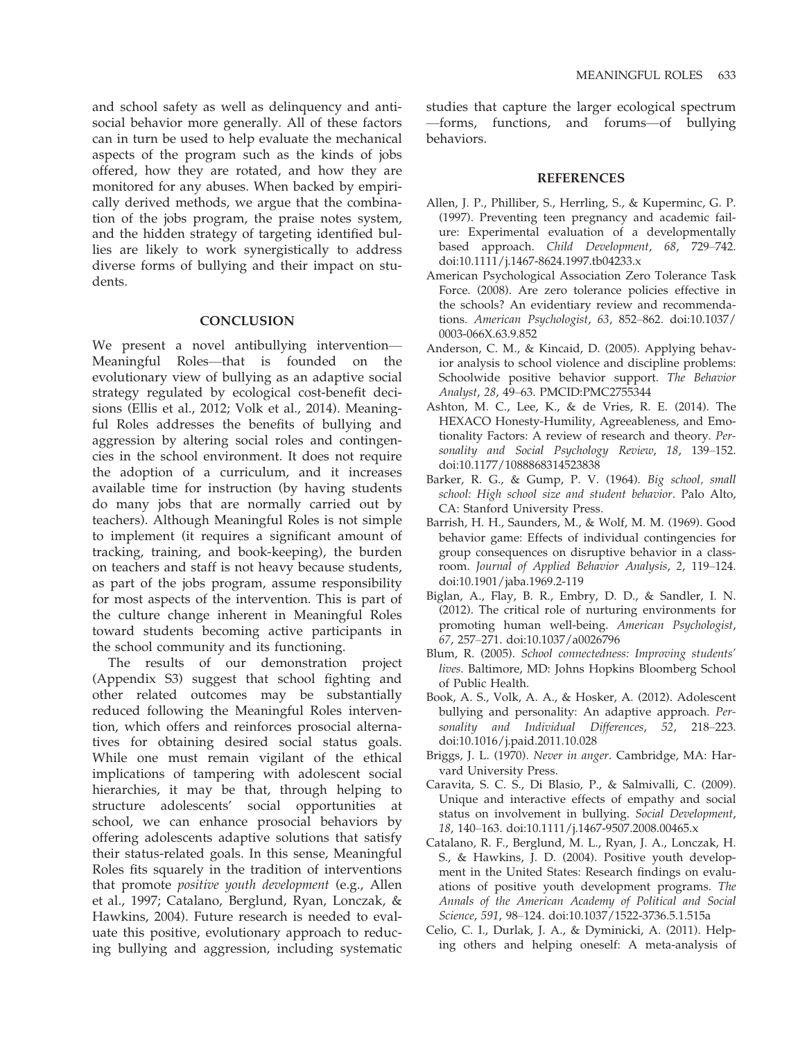and school safety as well as delinquency and antisocial behavior more generally. All of these factors can in turn be used to help evaluate the mechanical aspects of the program such as the kinds of jobs offered, how they are rotated, and how they are monitored for any abuses. When backed by empirically derived methods, we argue that the combination of the jobs program, the praise notes system, and the hidden strategy of targeting identified bullies are likely to work synergistically to address diverse forms of bullying and their impact on students.

## CONCLUSION

We present a novel antibullying intervention—Meaningful Roles—that is founded on the evolutionary view of bullying as an adaptive social strategy regulated by ecological cost-benefit decisions (Ellis et al., 2012; Volk et al., 2014). Meaningful Roles addresses the benefits of bullying and aggression by altering social roles and contingencies in the school environment. It does not require the adoption of a curriculum, and it increases available time for instruction (by having students do many jobs that are normally carried out by teachers). Although Meaningful Roles is not simple to implement (it requires a significant amount of tracking, training, and book-keeping), the burden on teachers and staff is not heavy because students, as part of the jobs program, assume responsibility for most aspects of the intervention. This is part of the culture change inherent in Meaningful Roles toward students becoming active participants in the school community and its functioning.

The results of our demonstration project (Appendix S3) suggest that school fighting and other related outcomes may be substantially reduced following the Meaningful Roles intervention, which offers and reinforces prosocial alternatives for obtaining desired social status goals. While one must remain vigilant of the ethical implications of tampering with adolescent social hierarchies, it may be that, through helping to structure adolescents' social opportunities at school, we can enhance prosocial behaviors by offering adolescents adaptive solutions that satisfy their status-related goals. In this sense, Meaningful Roles fits squarely in the tradition of interventions that promote *positive youth development* (e.g., Allen et al., 1997; Catalano, Berglund, Ryan, Lonczak, & Hawkins, 2004). Future research is needed to evaluate this positive, evolutionary approach to reducing bullying and aggression, including systematic studies that capture the larger ecological spectrum—forms, functions, and forums—of bullying behaviors.

## REFERENCES

Allen, J. P., Philliber, S., Herrling, S., & Kuperminc, G. P. (1997). Preventing teen pregnancy and academic failure: Experimental evaluation of a developmentally based approach. *Child Development*, *68*, 729–742. doi:10.1111/j.1467-8624.1997.tb04233.x

American Psychological Association Zero Tolerance Task Force. (2008). Are zero tolerance policies effective in the schools? An evidentiary review and recommendations. *American Psychologist*, *63*, 852–862. doi:10.1037/0003-066X.63.9.852

Anderson, C. M., & Kincaid, D. (2005). Applying behavior analysis to school violence and discipline problems: Schoolwide positive behavior support. *The Behavior Analyst*, *28*, 49–63. PMCID:PMC2755344

Ashton, M. C., Lee, K., & de Vries, R. E. (2014). The HEXACO Honesty-Humility, Agreeableness, and Emotionality Factors: A review of research and theory. *Personality and Social Psychology Review*, *18*, 139–152. doi:10.1177/1088868314523838

Barker, R. G., & Gump, P. V. (1964). *Big school, small school: High school size and student behavior*. Palo Alto, CA: Stanford University Press.

Barrish, H. H., Saunders, M., & Wolf, M. M. (1969). Good behavior game: Effects of individual contingencies for group consequences on disruptive behavior in a classroom. *Journal of Applied Behavior Analysis*, *2*, 119–124. doi:10.1901/jaba.1969.2-119

Biglan, A., Flay, B. R., Embry, D. D., & Sandler, I. N. (2012). The critical role of nurturing environments for promoting human well-being. *American Psychologist*, *67*, 257–271. doi:10.1037/a0026796

Blum, R. (2005). *School connectedness: Improving students' lives*. Baltimore, MD: Johns Hopkins Bloomberg School of Public Health.

Book, A. S., Volk, A. A., & Hosker, A. (2012). Adolescent bullying and personality: An adaptive approach. *Personality and Individual Differences*, *52*, 218–223. doi:10.1016/j.paid.2011.10.028

Briggs, J. L. (1970). *Never in anger*. Cambridge, MA: Harvard University Press.

Caravita, S. C. S., Di Blasio, P., & Salmivalli, C. (2009). Unique and interactive effects of empathy and social status on involvement in bullying. *Social Development*, *18*, 140–163. doi:10.1111/j.1467-9507.2008.00465.x

Catalano, R. F., Berglund, M. L., Ryan, J. A., Lonczak, H. S., & Hawkins, J. D. (2004). Positive youth development in the United States: Research findings on evaluations of positive youth development programs. *The Annals of the American Academy of Political and Social Science*, *591*, 98–124. doi:10.1037/1522-3736.5.1.515a

Celio, C. I., Durlak, J. A., & Dyminicki, A. (2011). Helping others and helping oneself: A meta-analysis of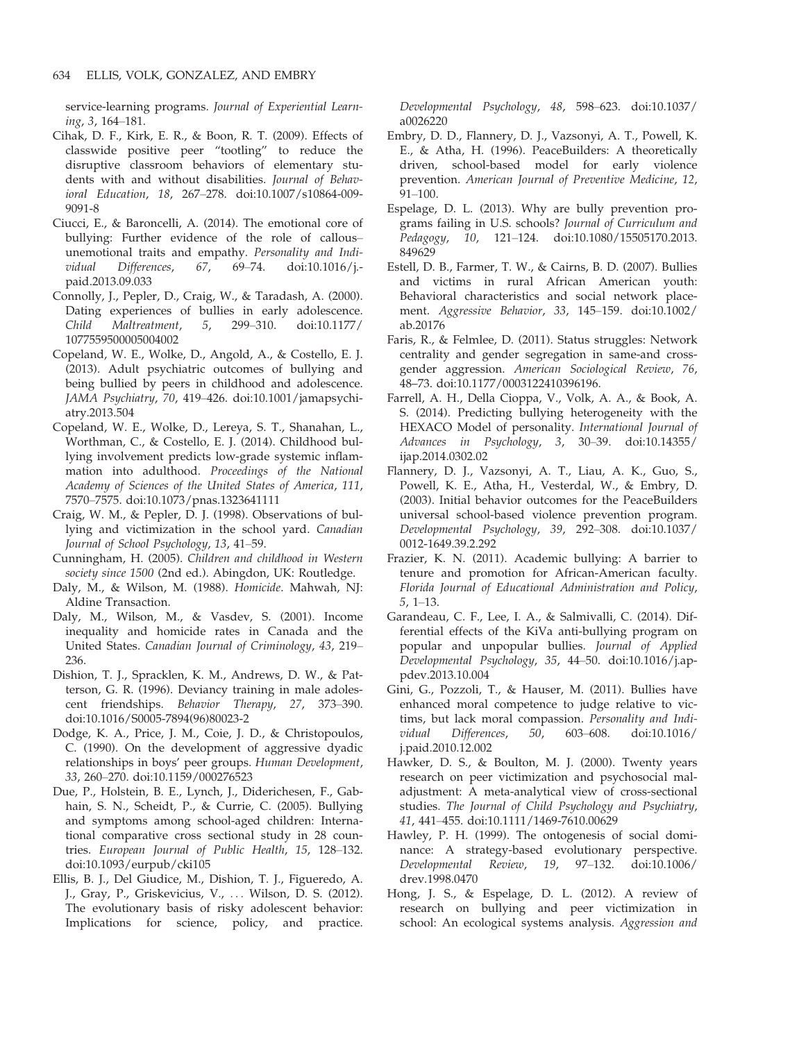service-learning programs. *Journal of Experiential Learning*, *3*, 164–181.

Cihak, D. F., Kirk, E. R., & Boon, R. T. (2009). Effects of classwide positive peer "tootling" to reduce the disruptive classroom behaviors of elementary students with and without disabilities. *Journal of Behavioral Education*, *18*, 267–278. doi:10.1007/s10864-009-9091-8

Ciucci, E., & Baroncelli, A. (2014). The emotional core of bullying: Further evidence of the role of callous–unemotional traits and empathy. *Personality and Individual Differences*, *67*, 69–74. doi:10.1016/j.paid.2013.09.033

Connolly, J., Pepler, D., Craig, W., & Taradash, A. (2000). Dating experiences of bullies in early adolescence. *Child Maltreatment*, *5*, 299–310. doi:10.1177/1077559500005004002

Copeland, W. E., Wolke, D., Angold, A., & Costello, E. J. (2013). Adult psychiatric outcomes of bullying and being bullied by peers in childhood and adolescence. *JAMA Psychiatry*, *70*, 419–426. doi:10.1001/jamapsychiatry.2013.504

Copeland, W. E., Wolke, D., Lereya, S. T., Shanahan, L., Worthman, C., & Costello, E. J. (2014). Childhood bullying involvement predicts low-grade systemic inflammation into adulthood. *Proceedings of the National Academy of Sciences of the United States of America*, *111*, 7570–7575. doi:10.1073/pnas.1323641111

Craig, W. M., & Pepler, D. J. (1998). Observations of bullying and victimization in the school yard. *Canadian Journal of School Psychology*, *13*, 41–59.

Cunningham, H. (2005). *Children and childhood in Western society since 1500* (2nd ed.). Abingdon, UK: Routledge.

Daly, M., & Wilson, M. (1988). *Homicide*. Mahwah, NJ: Aldine Transaction.

Daly, M., Wilson, M., & Vasdev, S. (2001). Income inequality and homicide rates in Canada and the United States. *Canadian Journal of Criminology*, *43*, 219–236.

Dishion, T. J., Spracklen, K. M., Andrews, D. W., & Patterson, G. R. (1996). Deviancy training in male adolescent friendships. *Behavior Therapy*, *27*, 373–390. doi:10.1016/S0005-7894(96)80023-2

Dodge, K. A., Price, J. M., Coie, J. D., & Christopoulos, C. (1990). On the development of aggressive dyadic relationships in boys' peer groups. *Human Development*, *33*, 260–270. doi:10.1159/000276523

Due, P., Holstein, B. E., Lynch, J., Diderichesen, F., Gabhain, S. N., Scheidt, P., & Currie, C. (2005). Bullying and symptoms among school-aged children: International comparative cross sectional study in 28 countries. *European Journal of Public Health*, *15*, 128–132. doi:10.1093/eurpub/cki105

Ellis, B. J., Del Giudice, M., Dishion, T. J., Figueredo, A. J., Gray, P., Griskevicius, V., ... Wilson, D. S. (2012). The evolutionary basis of risky adolescent behavior: Implications for science, policy, and practice. *Developmental Psychology*, *48*, 598–623. doi:10.1037/a0026220

Embry, D. D., Flannery, D. J., Vazsonyi, A. T., Powell, K. E., & Atha, H. (1996). PeaceBuilders: A theoretically driven, school-based model for early violence prevention. *American Journal of Preventive Medicine*, *12*, 91–100.

Espelage, D. L. (2013). Why are bully prevention programs failing in U.S. schools? *Journal of Curriculum and Pedagogy*, *10*, 121–124. doi:10.1080/15505170.2013.849629

Estell, D. B., Farmer, T. W., & Cairns, B. D. (2007). Bullies and victims in rural African American youth: Behavioral characteristics and social network placement. *Aggressive Behavior*, *33*, 145–159. doi:10.1002/ab.20176

Faris, R., & Felmlee, D. (2011). Status struggles: Network centrality and gender segregation in same-and cross-gender aggression. *American Sociological Review*, *76*, 48–73. doi:10.1177/0003122410396196.

Farrell, A. H., Della Cioppa, V., Volk, A. A., & Book, A. S. (2014). Predicting bullying heterogeneity with the HEXACO Model of personality. *International Journal of Advances in Psychology*, *3*, 30–39. doi:10.14355/ijap.2014.0302.02

Flannery, D. J., Vazsonyi, A. T., Liau, A. K., Guo, S., Powell, K. E., Atha, H., Vesterdal, W., & Embry, D. (2003). Initial behavior outcomes for the PeaceBuilders universal school-based violence prevention program. *Developmental Psychology*, *39*, 292–308. doi:10.1037/0012-1649.39.2.292

Frazier, K. N. (2011). Academic bullying: A barrier to tenure and promotion for African-American faculty. *Florida Journal of Educational Administration and Policy*, *5*, 1–13.

Garandeau, C. F., Lee, I. A., & Salmivalli, C. (2014). Differential effects of the KiVa anti-bullying program on popular and unpopular bullies. *Journal of Applied Developmental Psychology*, *35*, 44–50. doi:10.1016/j.appdev.2013.10.004

Gini, G., Pozzoli, T., & Hauser, M. (2011). Bullies have enhanced moral competence to judge relative to victims, but lack moral compassion. *Personality and Individual Differences*, *50*, 603–608. doi:10.1016/j.paid.2010.12.002

Hawker, D. S., & Boulton, M. J. (2000). Twenty years research on peer victimization and psychosocial maladjustment: A meta-analytical view of cross-sectional studies. *The Journal of Child Psychology and Psychiatry*, *41*, 441–455. doi:10.1111/1469-7610.00629

Hawley, P. H. (1999). The ontogenesis of social dominance: A strategy-based evolutionary perspective. *Developmental Review*, *19*, 97–132. doi:10.1006/drev.1998.0470

Hong, J. S., & Espelage, D. L. (2012). A review of research on bullying and peer victimization in school: An ecological systems analysis. *Aggression and*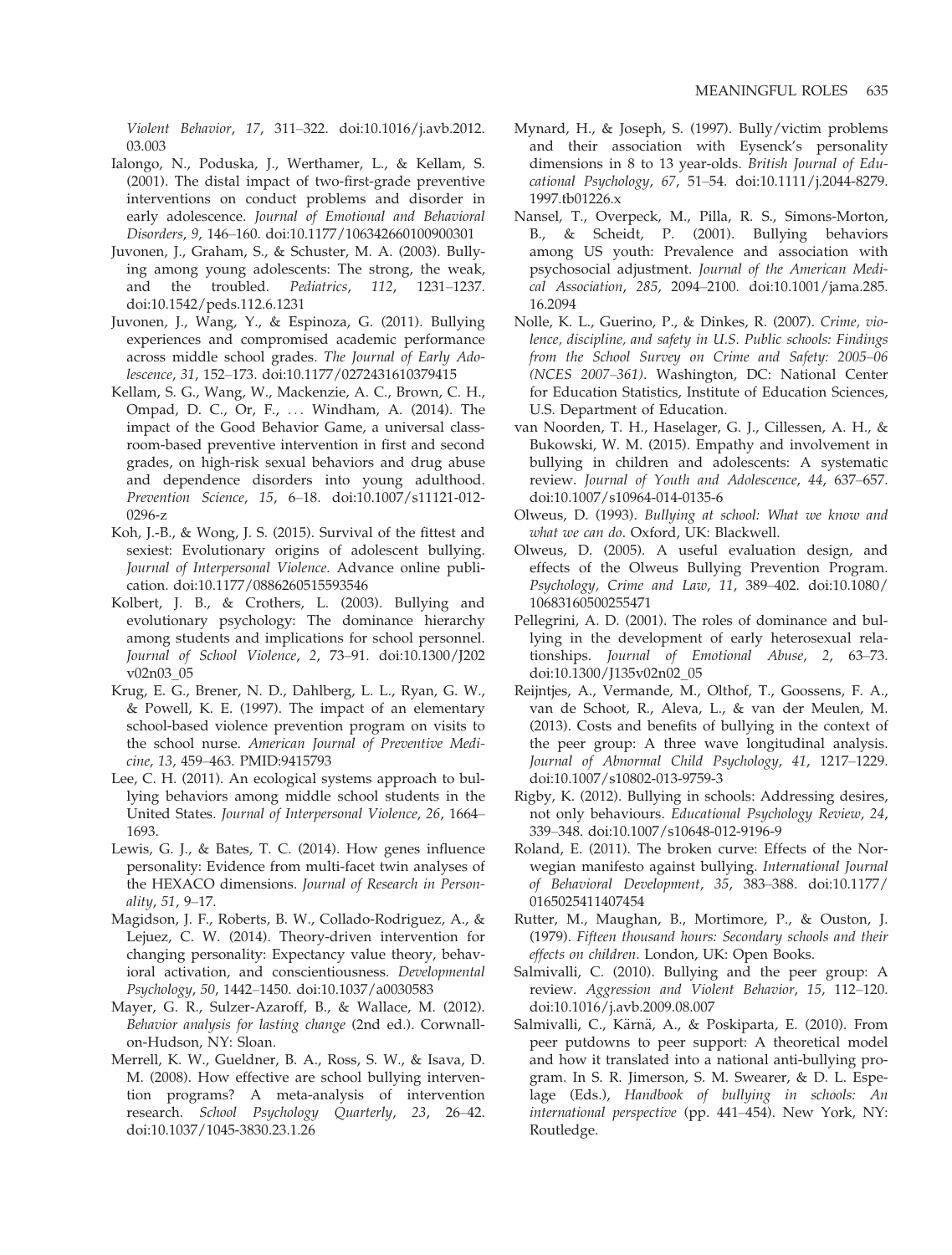Violent Behavior, *17*, 311–322. doi:10.1016/j.avb.2012.03.003

Ialongo, N., Poduska, J., Werthamer, L., & Kellam, S. (2001). The distal impact of two-first-grade preventive interventions on conduct problems and disorder in early adolescence. *Journal of Emotional and Behavioral Disorders*, *9*, 146–160. doi:10.1177/106342660100900301

Juvonen, J., Graham, S., & Schuster, M. A. (2003). Bullying among young adolescents: The strong, the weak, and the troubled. *Pediatrics*, *112*, 1231–1237. doi:10.1542/peds.112.6.1231

Juvonen, J., Wang, Y., & Espinoza, G. (2011). Bullying experiences and compromised academic performance across middle school grades. *The Journal of Early Adolescence*, *31*, 152–173. doi:10.1177/0272431610379415

Kellam, S. G., Wang, W., Mackenzie, A. C., Brown, C. H., Ompad, D. C., Or, F., ... Windham, A. (2014). The impact of the Good Behavior Game, a universal classroom-based preventive intervention in first and second grades, on high-risk sexual behaviors and drug abuse and dependence disorders into young adulthood. *Prevention Science*, *15*, 6–18. doi:10.1007/s11121-012-0296-z

Koh, J.-B., & Wong, J. S. (2015). Survival of the fittest and sexiest: Evolutionary origins of adolescent bullying. *Journal of Interpersonal Violence*. Advance online publication. doi:10.1177/0886260515593546

Kolbert, J. B., & Crothers, L. (2003). Bullying and evolutionary psychology: The dominance hierarchy among students and implications for school personnel. *Journal of School Violence*, *2*, 73–91. doi:10.1300/J202v02n03_05

Krug, E. G., Brener, N. D., Dahlberg, L. L., Ryan, G. W., & Powell, K. E. (1997). The impact of an elementary school-based violence prevention program on visits to the school nurse. *American Journal of Preventive Medicine*, *13*, 459–463. PMID:9415793

Lee, C. H. (2011). An ecological systems approach to bullying behaviors among middle school students in the United States. *Journal of Interpersonal Violence*, *26*, 1664–1693.

Lewis, G. J., & Bates, T. C. (2014). How genes influence personality: Evidence from multi-facet twin analyses of the HEXACO dimensions. *Journal of Research in Personality*, *51*, 9–17.

Magidson, J. F., Roberts, B. W., Collado-Rodriguez, A., & Lejuez, C. W. (2014). Theory-driven intervention for changing personality: Expectancy value theory, behavioral activation, and conscientiousness. *Developmental Psychology*, *50*, 1442–1450. doi:10.1037/a0030583

Mayer, G. R., Sulzer-Azaroff, B., & Wallace, M. (2012). *Behavior analysis for lasting change* (2nd ed.). Cornwall-on-Hudson, NY: Sloan.

Merrell, K. W., Gueldner, B. A., Ross, S. W., & Isava, D. M. (2008). How effective are school bullying intervention programs? A meta-analysis of intervention research. *School Psychology Quarterly*, *23*, 26–42. doi:10.1037/1045-3830.23.1.26

Mynard, H., & Joseph, S. (1997). Bully/victim problems and their association with Eysenck's personality dimensions in 8 to 13 year-olds. *British Journal of Educational Psychology*, *67*, 51–54. doi:10.1111/j.2044-8279.1997.tb01226.x

Nansel, T., Overpeck, M., Pilla, R. S., Simons-Morton, B., & Scheidt, P. (2001). Bullying behaviors among US youth: Prevalence and association with psychosocial adjustment. *Journal of the American Medical Association*, *285*, 2094–2100. doi:10.1001/jama.285.16.2094

Nolle, K. L., Guerino, P., & Dinkes, R. (2007). *Crime, violence, discipline, and safety in U.S. Public schools: Findings from the School Survey on Crime and Safety: 2005–06 (NCES 2007–361)*. Washington, DC: National Center for Education Statistics, Institute of Education Sciences, U.S. Department of Education.

van Noorden, T. H., Haselager, G. J., Cillessen, A. H., & Bukowski, W. M. (2015). Empathy and involvement in bullying in children and adolescents: A systematic review. *Journal of Youth and Adolescence*, *44*, 637–657. doi:10.1007/s10964-014-0135-6

Olweus, D. (1993). *Bullying at school: What we know and what we can do*. Oxford, UK: Blackwell.

Olweus, D. (2005). A useful evaluation design, and effects of the Olweus Bullying Prevention Program. *Psychology, Crime and Law*, *11*, 389–402. doi:10.1080/10683160500255471

Pellegrini, A. D. (2001). The roles of dominance and bullying in the development of early heterosexual relationships. *Journal of Emotional Abuse*, *2*, 63–73. doi:10.1300/J135v02n02_05

Reijntjes, A., Vermande, M., Olthof, T., Goossens, F. A., van de Schoot, R., Aleva, L., & van der Meulen, M. (2013). Costs and benefits of bullying in the context of the peer group: A three wave longitudinal analysis. *Journal of Abnormal Child Psychology*, *41*, 1217–1229. doi:10.1007/s10802-013-9759-3

Rigby, K. (2012). Bullying in schools: Addressing desires, not only behaviours. *Educational Psychology Review*, *24*, 339–348. doi:10.1007/s10648-012-9196-9

Roland, E. (2011). The broken curve: Effects of the Norwegian manifesto against bullying. *International Journal of Behavioral Development*, *35*, 383–388. doi:10.1177/0165025411407454

Rutter, M., Maughan, B., Mortimore, P., & Ouston, J. (1979). *Fifteen thousand hours: Secondary schools and their effects on children*. London, UK: Open Books.

Salmivalli, C. (2010). Bullying and the peer group: A review. *Aggression and Violent Behavior*, *15*, 112–120. doi:10.1016/j.avb.2009.08.007

Salmivalli, C., Kärnä, A., & Poskiparta, E. (2010). From peer putdowns to peer support: A theoretical model and how it translated into a national anti-bullying program. In S. R. Jimerson, S. M. Swearer, & D. L. Espelage (Eds.), *Handbook of bullying in schools: An international perspective* (pp. 441–454). New York, NY: Routledge.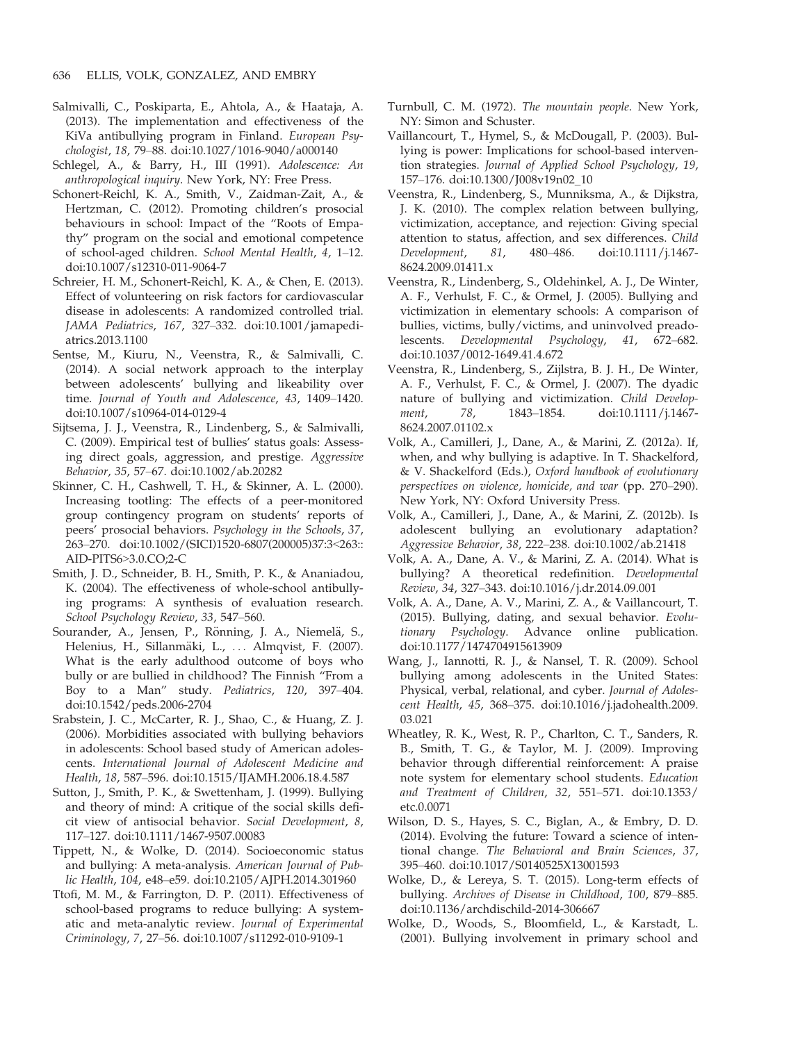Salmivalli, C., Poskiparta, E., Ahtola, A., & Haataja, A. (2013). The implementation and effectiveness of the KiVa antibullying program in Finland. *European Psychologist*, *18*, 79–88. doi:10.1027/1016-9040/a000140

Schlegel, A., & Barry, H., III (1991). *Adolescence: An anthropological inquiry*. New York, NY: Free Press.

Schonert-Reichl, K. A., Smith, V., Zaidman-Zait, A., & Hertzman, C. (2012). Promoting children's prosocial behaviours in school: Impact of the "Roots of Empathy" program on the social and emotional competence of school-aged children. *School Mental Health*, *4*, 1–12. doi:10.1007/s12310-011-9064-7

Schreier, H. M., Schonert-Reichl, K. A., & Chen, E. (2013). Effect of volunteering on risk factors for cardiovascular disease in adolescents: A randomized controlled trial. *JAMA Pediatrics*, *167*, 327–332. doi:10.1001/jamapediatrics.2013.1100

Sentse, M., Kiuru, N., Veenstra, R., & Salmivalli, C. (2014). A social network approach to the interplay between adolescents' bullying and likeability over time. *Journal of Youth and Adolescence*, *43*, 1409–1420. doi:10.1007/s10964-014-0129-4

Sijtsema, J. J., Veenstra, R., Lindenberg, S., & Salmivalli, C. (2009). Empirical test of bullies' status goals: Assessing direct goals, aggression, and prestige. *Aggressive Behavior*, *35*, 57–67. doi:10.1002/ab.20282

Skinner, C. H., Cashwell, T. H., & Skinner, A. L. (2000). Increasing tootling: The effects of a peer-monitored group contingency program on students' reports of peers' prosocial behaviors. *Psychology in the Schools*, *37*, 263–270. doi:10.1002/(SICI)1520-6807(200005)37:3<263::AID-PITS6>3.0.CO;2-C

Smith, J. D., Schneider, B. H., Smith, P. K., & Ananiadou, K. (2004). The effectiveness of whole-school antibullying programs: A synthesis of evaluation research. *School Psychology Review*, *33*, 547–560.

Sourander, A., Jensen, P., Rönning, J. A., Niemelä, S., Helenius, H., Sillanmäki, L., … Almqvist, F. (2007). What is the early adulthood outcome of boys who bully or are bullied in childhood? The Finnish "From a Boy to a Man" study. *Pediatrics*, *120*, 397–404. doi:10.1542/peds.2006-2704

Srabstein, J. C., McCarter, R. J., Shao, C., & Huang, Z. J. (2006). Morbidities associated with bullying behaviors in adolescents: School based study of American adolescents. *International Journal of Adolescent Medicine and Health*, *18*, 587–596. doi:10.1515/IJAMH.2006.18.4.587

Sutton, J., Smith, P. K., & Swettenham, J. (1999). Bullying and theory of mind: A critique of the social skills deficit view of antisocial behavior. *Social Development*, *8*, 117–127. doi:10.1111/1467-9507.00083

Tippett, N., & Wolke, D. (2014). Socioeconomic status and bullying: A meta-analysis. *American Journal of Public Health*, *104*, e48–e59. doi:10.2105/AJPH.2014.301960

Ttofi, M. M., & Farrington, D. P. (2011). Effectiveness of school-based programs to reduce bullying: A systematic and meta-analytic review. *Journal of Experimental Criminology*, *7*, 27–56. doi:10.1007/s11292-010-9109-1

Turnbull, C. M. (1972). *The mountain people*. New York, NY: Simon and Schuster.

Vaillancourt, T., Hymel, S., & McDougall, P. (2003). Bullying is power: Implications for school-based intervention strategies. *Journal of Applied School Psychology*, *19*, 157–176. doi:10.1300/J008v19n02_10

Veenstra, R., Lindenberg, S., Munniksma, A., & Dijkstra, J. K. (2010). The complex relation between bullying, victimization, acceptance, and rejection: Giving special attention to status, affection, and sex differences. *Child Development*, *81*, 480–486. doi:10.1111/j.1467-8624.2009.01411.x

Veenstra, R., Lindenberg, S., Oldehinkel, A. J., De Winter, A. F., Verhulst, F. C., & Ormel, J. (2005). Bullying and victimization in elementary schools: A comparison of bullies, victims, bully/victims, and uninvolved preadolescents. *Developmental Psychology*, *41*, 672–682. doi:10.1037/0012-1649.41.4.672

Veenstra, R., Lindenberg, S., Zijlstra, B. J. H., De Winter, A. F., Verhulst, F. C., & Ormel, J. (2007). The dyadic nature of bullying and victimization. *Child Development*, *78*, 1843–1854. doi:10.1111/j.1467-8624.2007.01102.x

Volk, A., Camilleri, J., Dane, A., & Marini, Z. (2012a). If, when, and why bullying is adaptive. In T. Shackelford, & V. Shackelford (Eds.), *Oxford handbook of evolutionary perspectives on violence, homicide, and war* (pp. 270–290). New York, NY: Oxford University Press.

Volk, A., Camilleri, J., Dane, A., & Marini, Z. (2012b). Is adolescent bullying an evolutionary adaptation? *Aggressive Behavior*, *38*, 222–238. doi:10.1002/ab.21418

Volk, A. A., Dane, A. V., & Marini, Z. A. (2014). What is bullying? A theoretical redefinition. *Developmental Review*, *34*, 327–343. doi:10.1016/j.dr.2014.09.001

Volk, A. A., Dane, A. V., Marini, Z. A., & Vaillancourt, T. (2015). Bullying, dating, and sexual behavior. *Evolutionary Psychology*. Advance online publication. doi:10.1177/1474704915613909

Wang, J., Iannotti, R. J., & Nansel, T. R. (2009). School bullying among adolescents in the United States: Physical, verbal, relational, and cyber. *Journal of Adolescent Health*, *45*, 368–375. doi:10.1016/j.jadohealth.2009.03.021

Wheatley, R. K., West, R. P., Charlton, C. T., Sanders, R. B., Smith, T. G., & Taylor, M. J. (2009). Improving behavior through differential reinforcement: A praise note system for elementary school students. *Education and Treatment of Children*, *32*, 551–571. doi:10.1353/etc.0.0071

Wilson, D. S., Hayes, S. C., Biglan, A., & Embry, D. D. (2014). Evolving the future: Toward a science of intentional change. *The Behavioral and Brain Sciences*, *37*, 395–460. doi:10.1017/S0140525X13001593

Wolke, D., & Lereya, S. T. (2015). Long-term effects of bullying. *Archives of Disease in Childhood*, *100*, 879–885. doi:10.1136/archdischild-2014-306667

Wolke, D., Woods, S., Bloomfield, L., & Karstadt, L. (2001). Bullying involvement in primary school and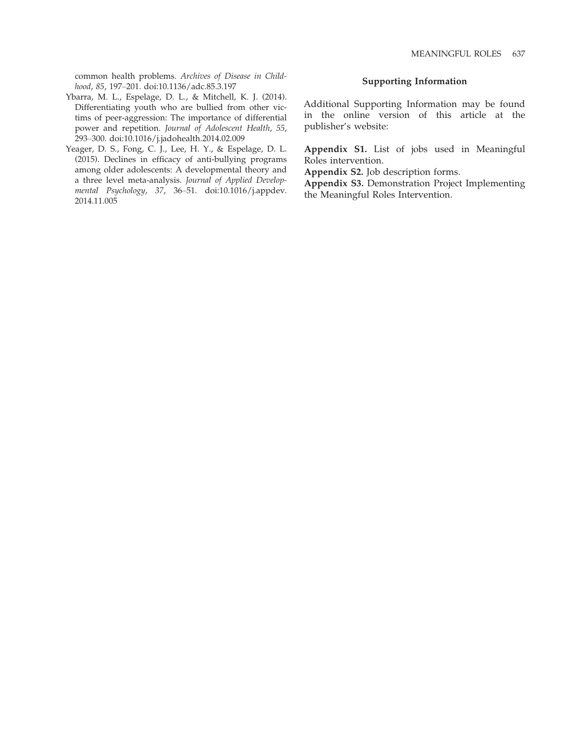common health problems. *Archives of Disease in Childhood*, *85*, 197–201. doi:10.1136/adc.85.3.197

Ybarra, M. L., Espelage, D. L., & Mitchell, K. J. (2014). Differentiating youth who are bullied from other victims of peer-aggression: The importance of differential power and repetition. *Journal of Adolescent Health*, *55*, 293–300. doi:10.1016/j.jadohealth.2014.02.009

Yeager, D. S., Fong, C. J., Lee, H. Y., & Espelage, D. L. (2015). Declines in efficacy of anti-bullying programs among older adolescents: A developmental theory and a three level meta-analysis. *Journal of Applied Developmental Psychology*, *37*, 36–51. doi:10.1016/j.appdev.2014.11.005

## Supporting Information

Additional Supporting Information may be found in the online version of this article at the publisher's website:

**Appendix S1.** List of jobs used in Meaningful Roles intervention.

**Appendix S2.** Job description forms.

**Appendix S3.** Demonstration Project Implementing the Meaningful Roles Intervention.